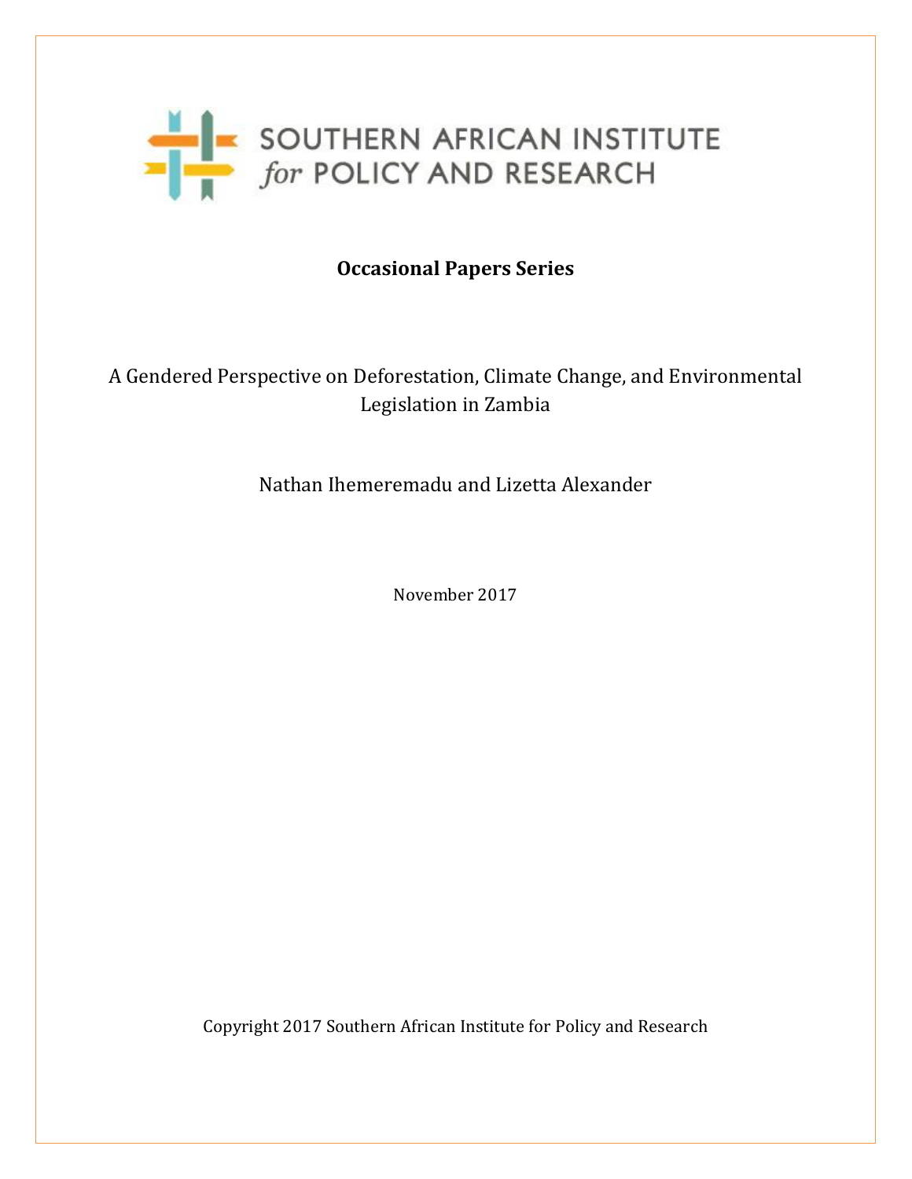SOUTHERN AFRICAN INSTITUTE *for* POLICY AND RESEARCH

**Occasional Papers Series**

# A Gendered Perspective on Deforestation, Climate Change, and Environmental Legislation in Zambia

Nathan Ihemeremadu and Lizetta Alexander

November 2017

Copyright 2017 Southern African Institute for Policy and Research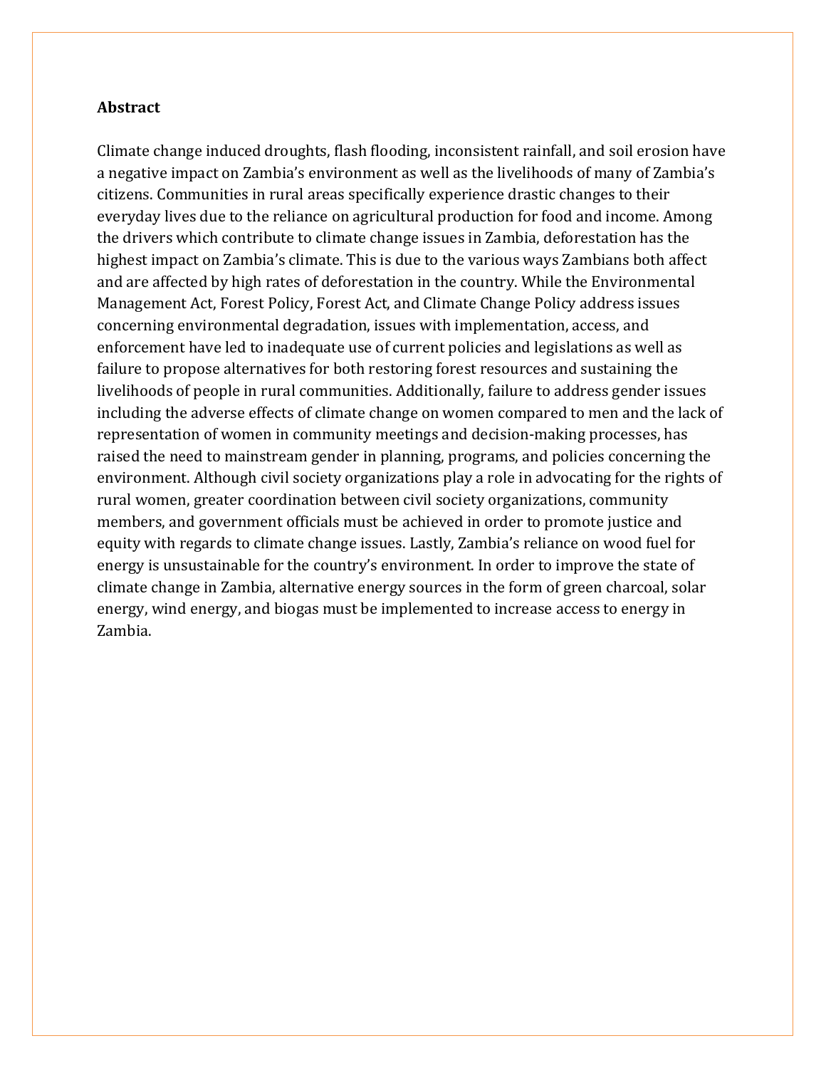## Abstract

Climate change induced droughts, flash flooding, inconsistent rainfall, and soil erosion have a negative impact on Zambia's environment as well as the livelihoods of many of Zambia's citizens. Communities in rural areas specifically experience drastic changes to their everyday lives due to the reliance on agricultural production for food and income. Among the drivers which contribute to climate change issues in Zambia, deforestation has the highest impact on Zambia's climate. This is due to the various ways Zambians both affect and are affected by high rates of deforestation in the country. While the Environmental Management Act, Forest Policy, Forest Act, and Climate Change Policy address issues concerning environmental degradation, issues with implementation, access, and enforcement have led to inadequate use of current policies and legislations as well as failure to propose alternatives for both restoring forest resources and sustaining the livelihoods of people in rural communities. Additionally, failure to address gender issues including the adverse effects of climate change on women compared to men and the lack of representation of women in community meetings and decision-making processes, has raised the need to mainstream gender in planning, programs, and policies concerning the environment. Although civil society organizations play a role in advocating for the rights of rural women, greater coordination between civil society organizations, community members, and government officials must be achieved in order to promote justice and equity with regards to climate change issues. Lastly, Zambia's reliance on wood fuel for energy is unsustainable for the country's environment. In order to improve the state of climate change in Zambia, alternative energy sources in the form of green charcoal, solar energy, wind energy, and biogas must be implemented to increase access to energy in Zambia.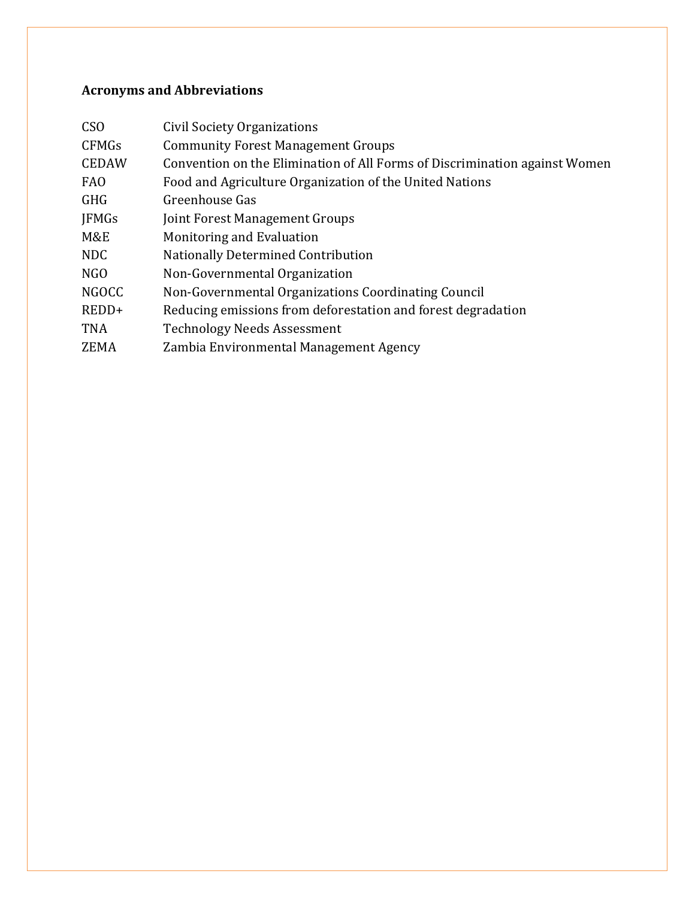## Acronyms and Abbreviations

| | |
|---|---|
| CSO | Civil Society Organizations |
| CFMGs | Community Forest Management Groups |
| CEDAW | Convention on the Elimination of All Forms of Discrimination against Women |
| FAO | Food and Agriculture Organization of the United Nations |
| GHG | Greenhouse Gas |
| JFMGs | Joint Forest Management Groups |
| M&E | Monitoring and Evaluation |
| NDC | Nationally Determined Contribution |
| NGO | Non-Governmental Organization |
| NGOCC | Non-Governmental Organizations Coordinating Council |
| REDD+ | Reducing emissions from deforestation and forest degradation |
| TNA | Technology Needs Assessment |
| ZEMA | Zambia Environmental Management Agency |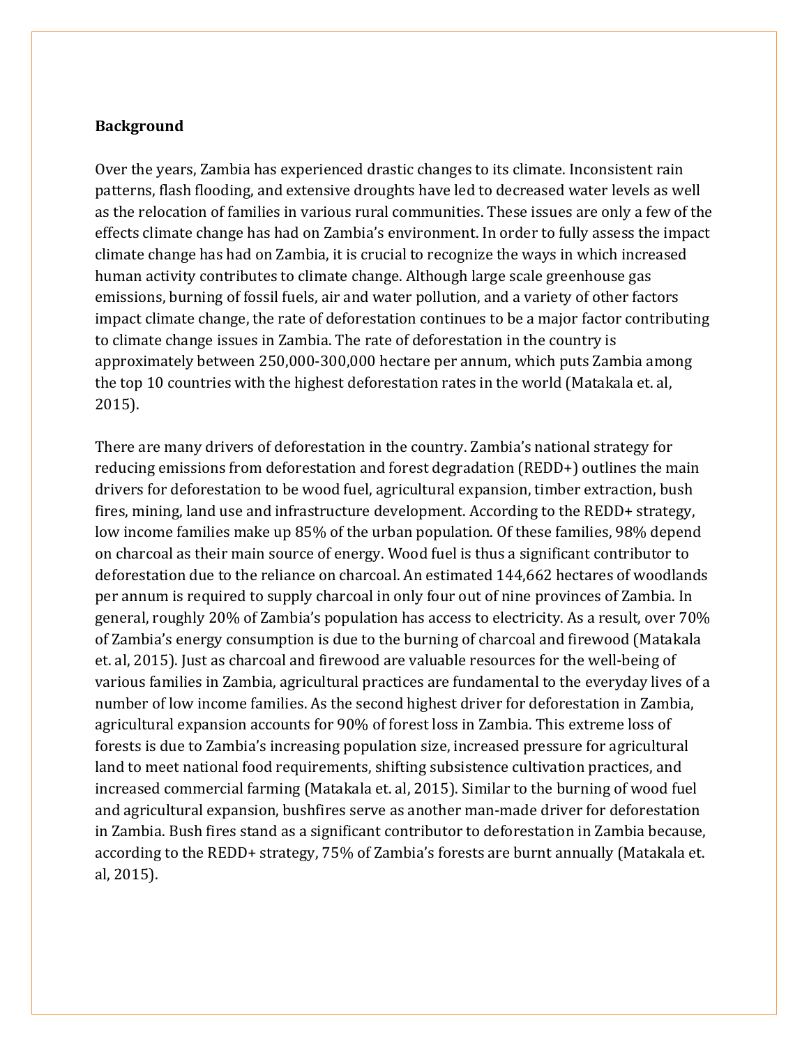## Background

Over the years, Zambia has experienced drastic changes to its climate. Inconsistent rain patterns, flash flooding, and extensive droughts have led to decreased water levels as well as the relocation of families in various rural communities. These issues are only a few of the effects climate change has had on Zambia's environment. In order to fully assess the impact climate change has had on Zambia, it is crucial to recognize the ways in which increased human activity contributes to climate change. Although large scale greenhouse gas emissions, burning of fossil fuels, air and water pollution, and a variety of other factors impact climate change, the rate of deforestation continues to be a major factor contributing to climate change issues in Zambia. The rate of deforestation in the country is approximately between 250,000-300,000 hectare per annum, which puts Zambia among the top 10 countries with the highest deforestation rates in the world (Matakala et. al, 2015).

There are many drivers of deforestation in the country. Zambia's national strategy for reducing emissions from deforestation and forest degradation (REDD+) outlines the main drivers for deforestation to be wood fuel, agricultural expansion, timber extraction, bush fires, mining, land use and infrastructure development. According to the REDD+ strategy, low income families make up 85% of the urban population. Of these families, 98% depend on charcoal as their main source of energy. Wood fuel is thus a significant contributor to deforestation due to the reliance on charcoal. An estimated 144,662 hectares of woodlands per annum is required to supply charcoal in only four out of nine provinces of Zambia. In general, roughly 20% of Zambia's population has access to electricity. As a result, over 70% of Zambia's energy consumption is due to the burning of charcoal and firewood (Matakala et. al, 2015). Just as charcoal and firewood are valuable resources for the well-being of various families in Zambia, agricultural practices are fundamental to the everyday lives of a number of low income families. As the second highest driver for deforestation in Zambia, agricultural expansion accounts for 90% of forest loss in Zambia. This extreme loss of forests is due to Zambia's increasing population size, increased pressure for agricultural land to meet national food requirements, shifting subsistence cultivation practices, and increased commercial farming (Matakala et. al, 2015). Similar to the burning of wood fuel and agricultural expansion, bushfires serve as another man-made driver for deforestation in Zambia. Bush fires stand as a significant contributor to deforestation in Zambia because, according to the REDD+ strategy, 75% of Zambia's forests are burnt annually (Matakala et. al, 2015).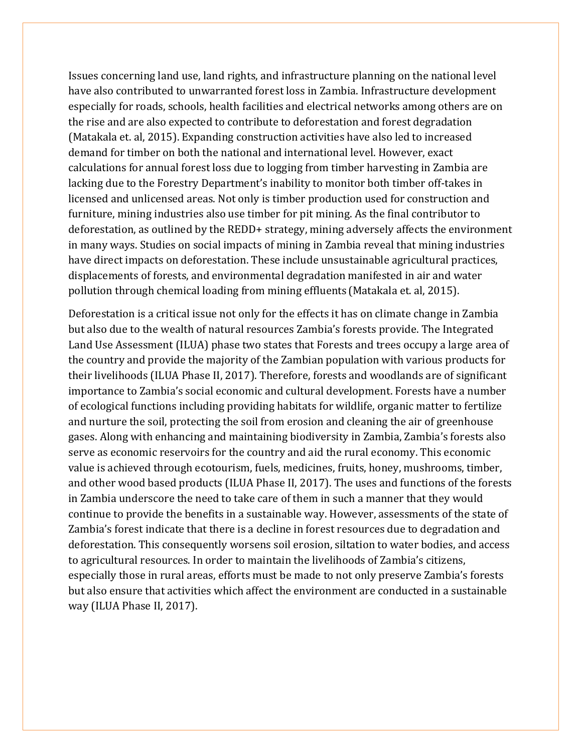Issues concerning land use, land rights, and infrastructure planning on the national level have also contributed to unwarranted forest loss in Zambia. Infrastructure development especially for roads, schools, health facilities and electrical networks among others are on the rise and are also expected to contribute to deforestation and forest degradation (Matakala et. al, 2015). Expanding construction activities have also led to increased demand for timber on both the national and international level. However, exact calculations for annual forest loss due to logging from timber harvesting in Zambia are lacking due to the Forestry Department's inability to monitor both timber off-takes in licensed and unlicensed areas. Not only is timber production used for construction and furniture, mining industries also use timber for pit mining. As the final contributor to deforestation, as outlined by the REDD+ strategy, mining adversely affects the environment in many ways. Studies on social impacts of mining in Zambia reveal that mining industries have direct impacts on deforestation. These include unsustainable agricultural practices, displacements of forests, and environmental degradation manifested in air and water pollution through chemical loading from mining effluents (Matakala et. al, 2015).

Deforestation is a critical issue not only for the effects it has on climate change in Zambia but also due to the wealth of natural resources Zambia's forests provide. The Integrated Land Use Assessment (ILUA) phase two states that Forests and trees occupy a large area of the country and provide the majority of the Zambian population with various products for their livelihoods (ILUA Phase II, 2017). Therefore, forests and woodlands are of significant importance to Zambia's social economic and cultural development. Forests have a number of ecological functions including providing habitats for wildlife, organic matter to fertilize and nurture the soil, protecting the soil from erosion and cleaning the air of greenhouse gases. Along with enhancing and maintaining biodiversity in Zambia, Zambia's forests also serve as economic reservoirs for the country and aid the rural economy. This economic value is achieved through ecotourism, fuels, medicines, fruits, honey, mushrooms, timber, and other wood based products (ILUA Phase II, 2017). The uses and functions of the forests in Zambia underscore the need to take care of them in such a manner that they would continue to provide the benefits in a sustainable way. However, assessments of the state of Zambia's forest indicate that there is a decline in forest resources due to degradation and deforestation. This consequently worsens soil erosion, siltation to water bodies, and access to agricultural resources. In order to maintain the livelihoods of Zambia's citizens, especially those in rural areas, efforts must be made to not only preserve Zambia's forests but also ensure that activities which affect the environment are conducted in a sustainable way (ILUA Phase II, 2017).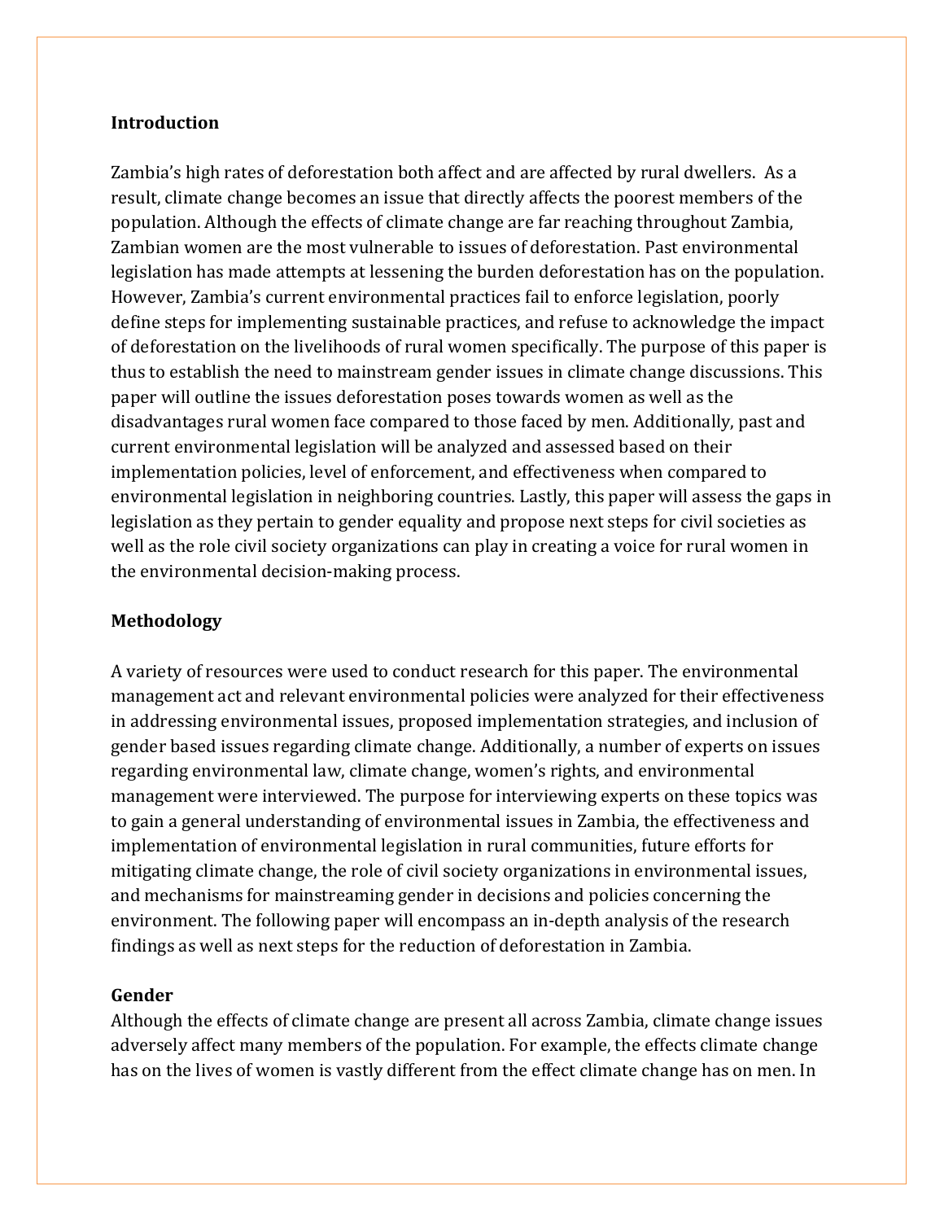## Introduction

Zambia's high rates of deforestation both affect and are affected by rural dwellers. As a result, climate change becomes an issue that directly affects the poorest members of the population. Although the effects of climate change are far reaching throughout Zambia, Zambian women are the most vulnerable to issues of deforestation. Past environmental legislation has made attempts at lessening the burden deforestation has on the population. However, Zambia's current environmental practices fail to enforce legislation, poorly define steps for implementing sustainable practices, and refuse to acknowledge the impact of deforestation on the livelihoods of rural women specifically. The purpose of this paper is thus to establish the need to mainstream gender issues in climate change discussions. This paper will outline the issues deforestation poses towards women as well as the disadvantages rural women face compared to those faced by men. Additionally, past and current environmental legislation will be analyzed and assessed based on their implementation policies, level of enforcement, and effectiveness when compared to environmental legislation in neighboring countries. Lastly, this paper will assess the gaps in legislation as they pertain to gender equality and propose next steps for civil societies as well as the role civil society organizations can play in creating a voice for rural women in the environmental decision-making process.

## Methodology

A variety of resources were used to conduct research for this paper. The environmental management act and relevant environmental policies were analyzed for their effectiveness in addressing environmental issues, proposed implementation strategies, and inclusion of gender based issues regarding climate change. Additionally, a number of experts on issues regarding environmental law, climate change, women's rights, and environmental management were interviewed. The purpose for interviewing experts on these topics was to gain a general understanding of environmental issues in Zambia, the effectiveness and implementation of environmental legislation in rural communities, future efforts for mitigating climate change, the role of civil society organizations in environmental issues, and mechanisms for mainstreaming gender in decisions and policies concerning the environment. The following paper will encompass an in-depth analysis of the research findings as well as next steps for the reduction of deforestation in Zambia.

## Gender

Although the effects of climate change are present all across Zambia, climate change issues adversely affect many members of the population. For example, the effects climate change has on the lives of women is vastly different from the effect climate change has on men. In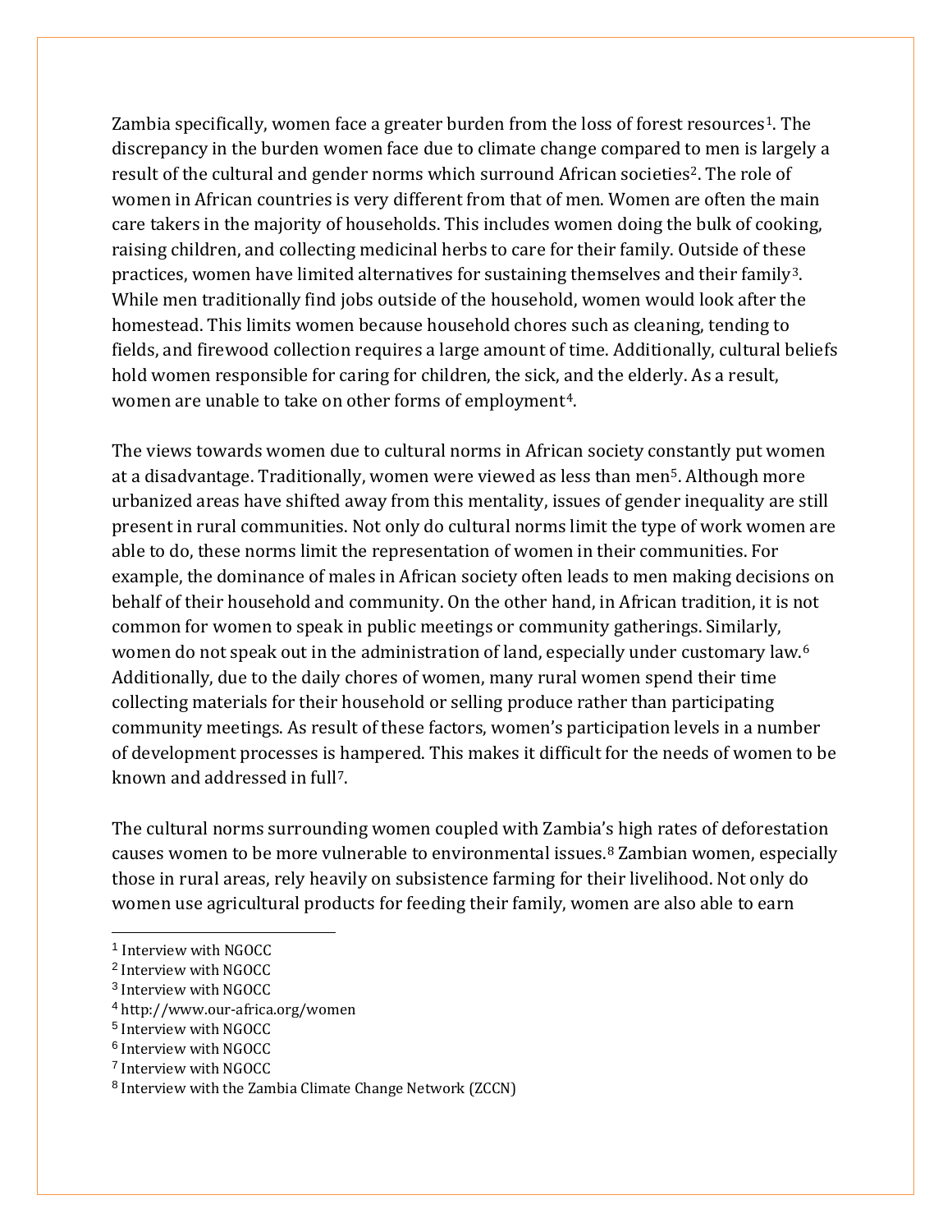Zambia specifically, women face a greater burden from the loss of forest resources[1]. The discrepancy in the burden women face due to climate change compared to men is largely a result of the cultural and gender norms which surround African societies[2]. The role of women in African countries is very different from that of men. Women are often the main care takers in the majority of households. This includes women doing the bulk of cooking, raising children, and collecting medicinal herbs to care for their family. Outside of these practices, women have limited alternatives for sustaining themselves and their family[3]. While men traditionally find jobs outside of the household, women would look after the homestead. This limits women because household chores such as cleaning, tending to fields, and firewood collection requires a large amount of time. Additionally, cultural beliefs hold women responsible for caring for children, the sick, and the elderly. As a result, women are unable to take on other forms of employment[4].

The views towards women due to cultural norms in African society constantly put women at a disadvantage. Traditionally, women were viewed as less than men[5]. Although more urbanized areas have shifted away from this mentality, issues of gender inequality are still present in rural communities. Not only do cultural norms limit the type of work women are able to do, these norms limit the representation of women in their communities. For example, the dominance of males in African society often leads to men making decisions on behalf of their household and community. On the other hand, in African tradition, it is not common for women to speak in public meetings or community gatherings. Similarly, women do not speak out in the administration of land, especially under customary law.[6] Additionally, due to the daily chores of women, many rural women spend their time collecting materials for their household or selling produce rather than participating community meetings. As result of these factors, women's participation levels in a number of development processes is hampered. This makes it difficult for the needs of women to be known and addressed in full[7].

The cultural norms surrounding women coupled with Zambia's high rates of deforestation causes women to be more vulnerable to environmental issues.[8] Zambian women, especially those in rural areas, rely heavily on subsistence farming for their livelihood. Not only do women use agricultural products for feeding their family, women are also able to earn

---

[1] Interview with NGOCC

[2] Interview with NGOCC

[3] Interview with NGOCC

[4] http://www.our-africa.org/women

[5] Interview with NGOCC

[6] Interview with NGOCC

[7] Interview with NGOCC

[8] Interview with the Zambia Climate Change Network (ZCCN)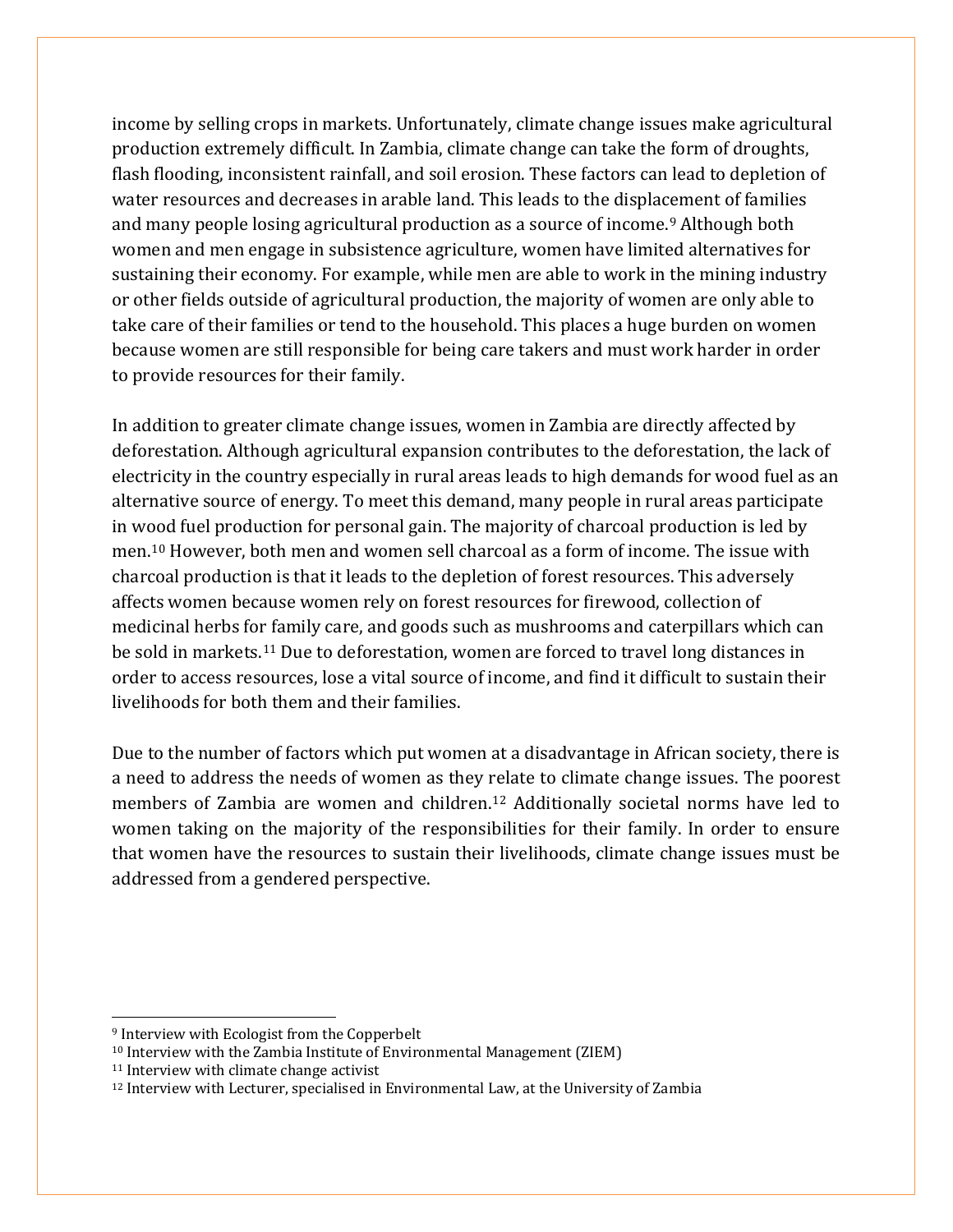income by selling crops in markets. Unfortunately, climate change issues make agricultural production extremely difficult. In Zambia, climate change can take the form of droughts, flash flooding, inconsistent rainfall, and soil erosion. These factors can lead to depletion of water resources and decreases in arable land. This leads to the displacement of families and many people losing agricultural production as a source of income.[9] Although both women and men engage in subsistence agriculture, women have limited alternatives for sustaining their economy. For example, while men are able to work in the mining industry or other fields outside of agricultural production, the majority of women are only able to take care of their families or tend to the household. This places a huge burden on women because women are still responsible for being care takers and must work harder in order to provide resources for their family.

In addition to greater climate change issues, women in Zambia are directly affected by deforestation. Although agricultural expansion contributes to the deforestation, the lack of electricity in the country especially in rural areas leads to high demands for wood fuel as an alternative source of energy. To meet this demand, many people in rural areas participate in wood fuel production for personal gain. The majority of charcoal production is led by men.[10] However, both men and women sell charcoal as a form of income. The issue with charcoal production is that it leads to the depletion of forest resources. This adversely affects women because women rely on forest resources for firewood, collection of medicinal herbs for family care, and goods such as mushrooms and caterpillars which can be sold in markets.[11] Due to deforestation, women are forced to travel long distances in order to access resources, lose a vital source of income, and find it difficult to sustain their livelihoods for both them and their families.

Due to the number of factors which put women at a disadvantage in African society, there is a need to address the needs of women as they relate to climate change issues. The poorest members of Zambia are women and children.[12] Additionally societal norms have led to women taking on the majority of the responsibilities for their family. In order to ensure that women have the resources to sustain their livelihoods, climate change issues must be addressed from a gendered perspective.

---

[9] Interview with Ecologist from the Copperbelt

[10] Interview with the Zambia Institute of Environmental Management (ZIEM)

[11] Interview with climate change activist

[12] Interview with Lecturer, specialised in Environmental Law, at the University of Zambia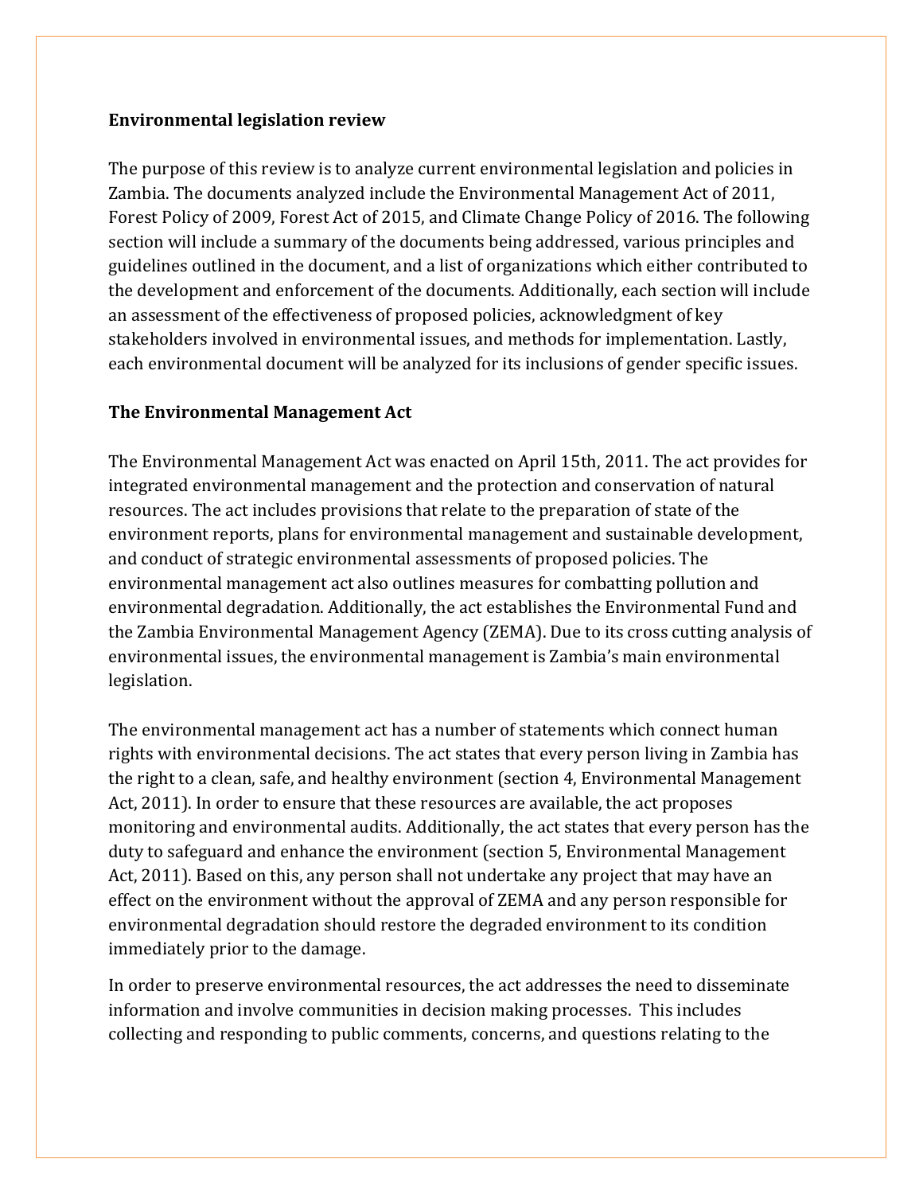## Environmental legislation review

The purpose of this review is to analyze current environmental legislation and policies in Zambia. The documents analyzed include the Environmental Management Act of 2011, Forest Policy of 2009, Forest Act of 2015, and Climate Change Policy of 2016. The following section will include a summary of the documents being addressed, various principles and guidelines outlined in the document, and a list of organizations which either contributed to the development and enforcement of the documents. Additionally, each section will include an assessment of the effectiveness of proposed policies, acknowledgment of key stakeholders involved in environmental issues, and methods for implementation. Lastly, each environmental document will be analyzed for its inclusions of gender specific issues.

## The Environmental Management Act

The Environmental Management Act was enacted on April 15th, 2011. The act provides for integrated environmental management and the protection and conservation of natural resources. The act includes provisions that relate to the preparation of state of the environment reports, plans for environmental management and sustainable development, and conduct of strategic environmental assessments of proposed policies. The environmental management act also outlines measures for combatting pollution and environmental degradation. Additionally, the act establishes the Environmental Fund and the Zambia Environmental Management Agency (ZEMA). Due to its cross cutting analysis of environmental issues, the environmental management is Zambia's main environmental legislation.

The environmental management act has a number of statements which connect human rights with environmental decisions. The act states that every person living in Zambia has the right to a clean, safe, and healthy environment (section 4, Environmental Management Act, 2011). In order to ensure that these resources are available, the act proposes monitoring and environmental audits. Additionally, the act states that every person has the duty to safeguard and enhance the environment (section 5, Environmental Management Act, 2011). Based on this, any person shall not undertake any project that may have an effect on the environment without the approval of ZEMA and any person responsible for environmental degradation should restore the degraded environment to its condition immediately prior to the damage.

In order to preserve environmental resources, the act addresses the need to disseminate information and involve communities in decision making processes. This includes collecting and responding to public comments, concerns, and questions relating to the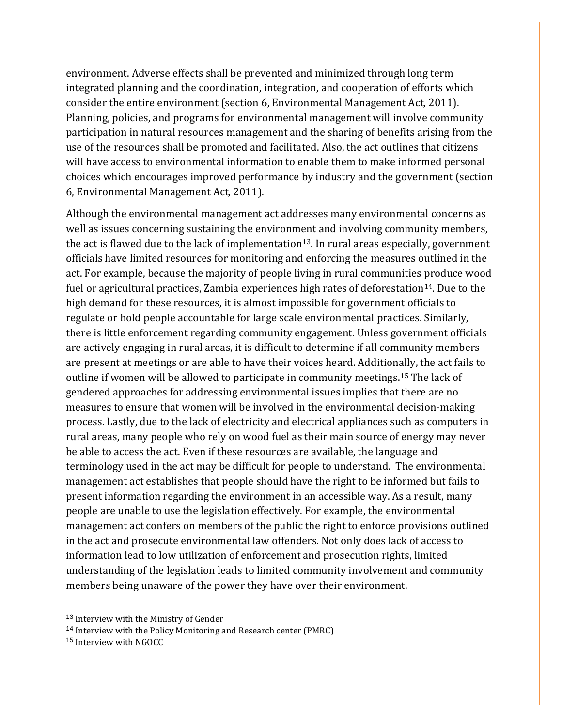environment. Adverse effects shall be prevented and minimized through long term integrated planning and the coordination, integration, and cooperation of efforts which consider the entire environment (section 6, Environmental Management Act, 2011). Planning, policies, and programs for environmental management will involve community participation in natural resources management and the sharing of benefits arising from the use of the resources shall be promoted and facilitated. Also, the act outlines that citizens will have access to environmental information to enable them to make informed personal choices which encourages improved performance by industry and the government (section 6, Environmental Management Act, 2011).

Although the environmental management act addresses many environmental concerns as well as issues concerning sustaining the environment and involving community members, the act is flawed due to the lack of implementation[13]. In rural areas especially, government officials have limited resources for monitoring and enforcing the measures outlined in the act. For example, because the majority of people living in rural communities produce wood fuel or agricultural practices, Zambia experiences high rates of deforestation[14]. Due to the high demand for these resources, it is almost impossible for government officials to regulate or hold people accountable for large scale environmental practices. Similarly, there is little enforcement regarding community engagement. Unless government officials are actively engaging in rural areas, it is difficult to determine if all community members are present at meetings or are able to have their voices heard. Additionally, the act fails to outline if women will be allowed to participate in community meetings.[15] The lack of gendered approaches for addressing environmental issues implies that there are no measures to ensure that women will be involved in the environmental decision-making process. Lastly, due to the lack of electricity and electrical appliances such as computers in rural areas, many people who rely on wood fuel as their main source of energy may never be able to access the act. Even if these resources are available, the language and terminology used in the act may be difficult for people to understand. The environmental management act establishes that people should have the right to be informed but fails to present information regarding the environment in an accessible way. As a result, many people are unable to use the legislation effectively. For example, the environmental management act confers on members of the public the right to enforce provisions outlined in the act and prosecute environmental law offenders. Not only does lack of access to information lead to low utilization of enforcement and prosecution rights, limited understanding of the legislation leads to limited community involvement and community members being unaware of the power they have over their environment.

---

[13] Interview with the Ministry of Gender

[14] Interview with the Policy Monitoring and Research center (PMRC)

[15] Interview with NGOCC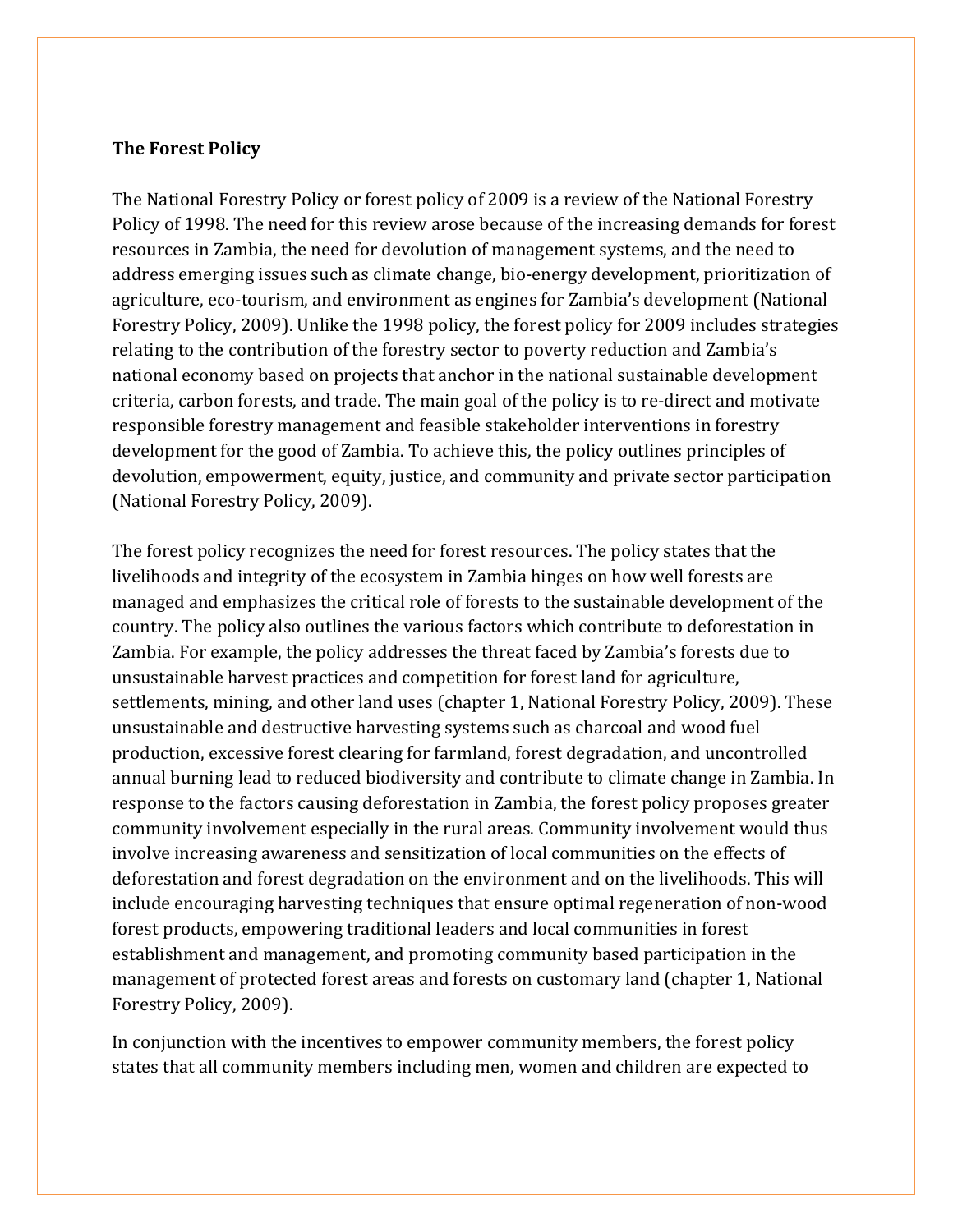**The Forest Policy**

The National Forestry Policy or forest policy of 2009 is a review of the National Forestry Policy of 1998. The need for this review arose because of the increasing demands for forest resources in Zambia, the need for devolution of management systems, and the need to address emerging issues such as climate change, bio-energy development, prioritization of agriculture, eco-tourism, and environment as engines for Zambia's development (National Forestry Policy, 2009). Unlike the 1998 policy, the forest policy for 2009 includes strategies relating to the contribution of the forestry sector to poverty reduction and Zambia's national economy based on projects that anchor in the national sustainable development criteria, carbon forests, and trade. The main goal of the policy is to re-direct and motivate responsible forestry management and feasible stakeholder interventions in forestry development for the good of Zambia. To achieve this, the policy outlines principles of devolution, empowerment, equity, justice, and community and private sector participation (National Forestry Policy, 2009).

The forest policy recognizes the need for forest resources. The policy states that the livelihoods and integrity of the ecosystem in Zambia hinges on how well forests are managed and emphasizes the critical role of forests to the sustainable development of the country. The policy also outlines the various factors which contribute to deforestation in Zambia. For example, the policy addresses the threat faced by Zambia's forests due to unsustainable harvest practices and competition for forest land for agriculture, settlements, mining, and other land uses (chapter 1, National Forestry Policy, 2009). These unsustainable and destructive harvesting systems such as charcoal and wood fuel production, excessive forest clearing for farmland, forest degradation, and uncontrolled annual burning lead to reduced biodiversity and contribute to climate change in Zambia. In response to the factors causing deforestation in Zambia, the forest policy proposes greater community involvement especially in the rural areas. Community involvement would thus involve increasing awareness and sensitization of local communities on the effects of deforestation and forest degradation on the environment and on the livelihoods. This will include encouraging harvesting techniques that ensure optimal regeneration of non-wood forest products, empowering traditional leaders and local communities in forest establishment and management, and promoting community based participation in the management of protected forest areas and forests on customary land (chapter 1, National Forestry Policy, 2009).

In conjunction with the incentives to empower community members, the forest policy states that all community members including men, women and children are expected to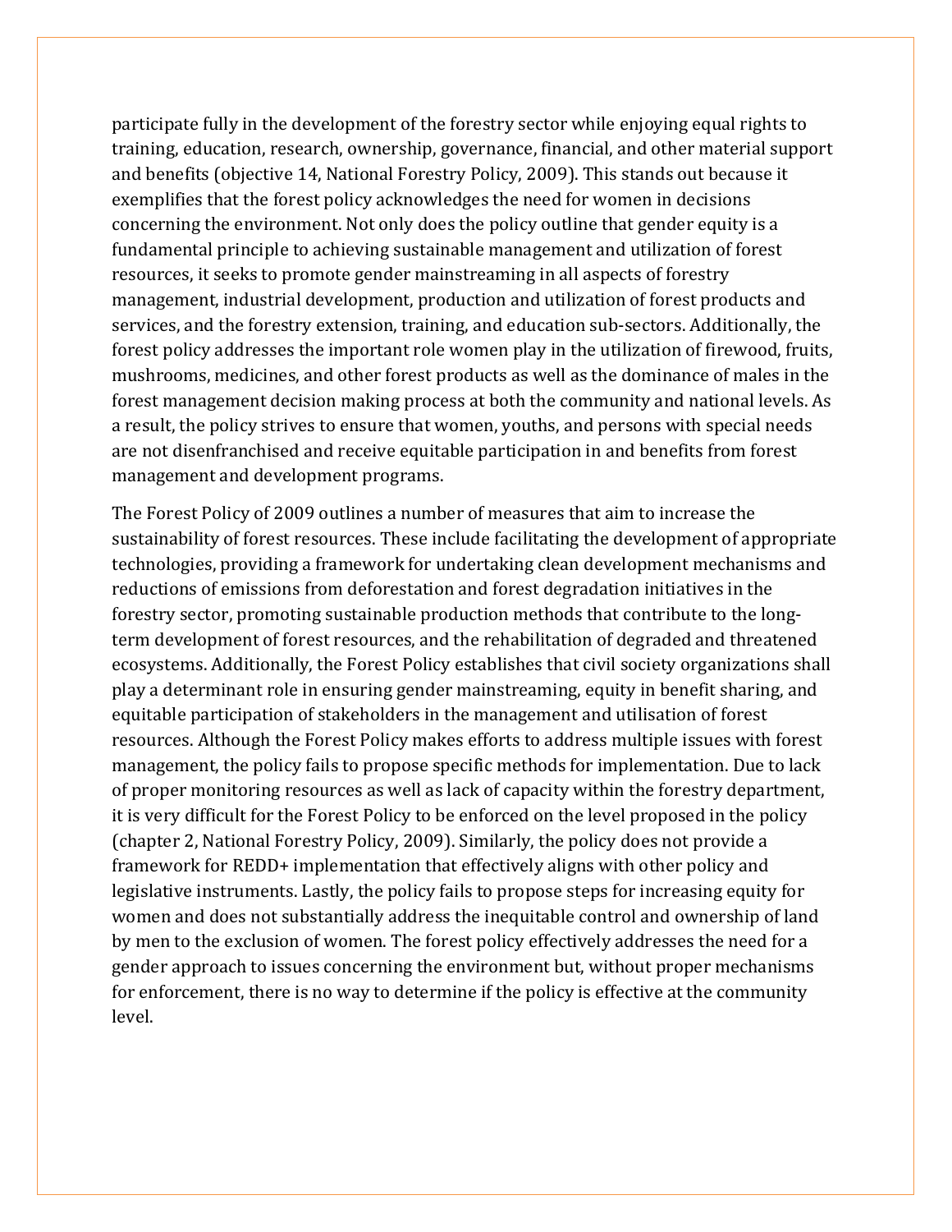participate fully in the development of the forestry sector while enjoying equal rights to training, education, research, ownership, governance, financial, and other material support and benefits (objective 14, National Forestry Policy, 2009). This stands out because it exemplifies that the forest policy acknowledges the need for women in decisions concerning the environment. Not only does the policy outline that gender equity is a fundamental principle to achieving sustainable management and utilization of forest resources, it seeks to promote gender mainstreaming in all aspects of forestry management, industrial development, production and utilization of forest products and services, and the forestry extension, training, and education sub-sectors. Additionally, the forest policy addresses the important role women play in the utilization of firewood, fruits, mushrooms, medicines, and other forest products as well as the dominance of males in the forest management decision making process at both the community and national levels. As a result, the policy strives to ensure that women, youths, and persons with special needs are not disenfranchised and receive equitable participation in and benefits from forest management and development programs.

The Forest Policy of 2009 outlines a number of measures that aim to increase the sustainability of forest resources. These include facilitating the development of appropriate technologies, providing a framework for undertaking clean development mechanisms and reductions of emissions from deforestation and forest degradation initiatives in the forestry sector, promoting sustainable production methods that contribute to the long-term development of forest resources, and the rehabilitation of degraded and threatened ecosystems. Additionally, the Forest Policy establishes that civil society organizations shall play a determinant role in ensuring gender mainstreaming, equity in benefit sharing, and equitable participation of stakeholders in the management and utilisation of forest resources. Although the Forest Policy makes efforts to address multiple issues with forest management, the policy fails to propose specific methods for implementation. Due to lack of proper monitoring resources as well as lack of capacity within the forestry department, it is very difficult for the Forest Policy to be enforced on the level proposed in the policy (chapter 2, National Forestry Policy, 2009). Similarly, the policy does not provide a framework for REDD+ implementation that effectively aligns with other policy and legislative instruments. Lastly, the policy fails to propose steps for increasing equity for women and does not substantially address the inequitable control and ownership of land by men to the exclusion of women. The forest policy effectively addresses the need for a gender approach to issues concerning the environment but, without proper mechanisms for enforcement, there is no way to determine if the policy is effective at the community level.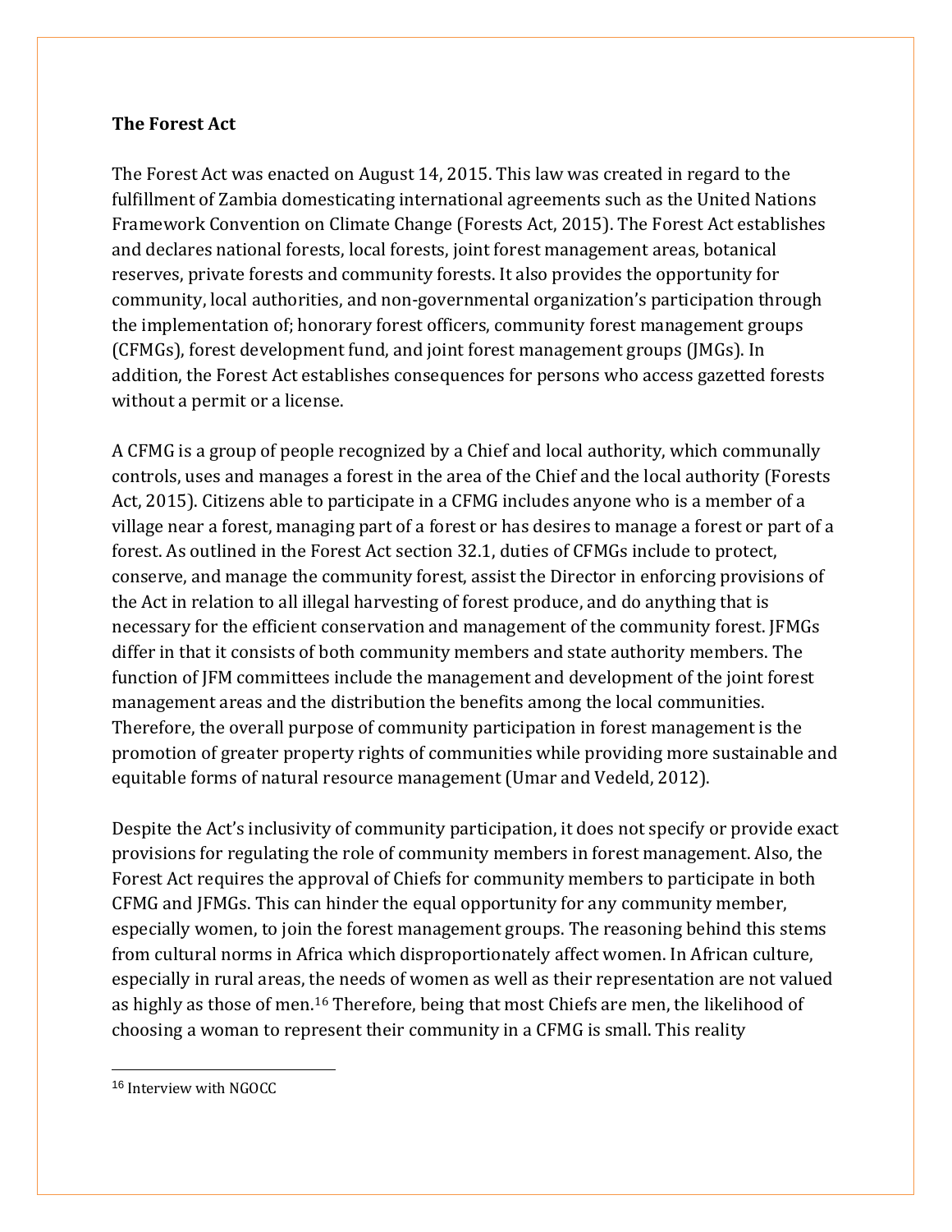**The Forest Act**

The Forest Act was enacted on August 14, 2015. This law was created in regard to the fulfillment of Zambia domesticating international agreements such as the United Nations Framework Convention on Climate Change (Forests Act, 2015). The Forest Act establishes and declares national forests, local forests, joint forest management areas, botanical reserves, private forests and community forests. It also provides the opportunity for community, local authorities, and non-governmental organization's participation through the implementation of; honorary forest officers, community forest management groups (CFMGs), forest development fund, and joint forest management groups (JMGs). In addition, the Forest Act establishes consequences for persons who access gazetted forests without a permit or a license.

A CFMG is a group of people recognized by a Chief and local authority, which communally controls, uses and manages a forest in the area of the Chief and the local authority (Forests Act, 2015). Citizens able to participate in a CFMG includes anyone who is a member of a village near a forest, managing part of a forest or has desires to manage a forest or part of a forest. As outlined in the Forest Act section 32.1, duties of CFMGs include to protect, conserve, and manage the community forest, assist the Director in enforcing provisions of the Act in relation to all illegal harvesting of forest produce, and do anything that is necessary for the efficient conservation and management of the community forest. JFMGs differ in that it consists of both community members and state authority members. The function of JFM committees include the management and development of the joint forest management areas and the distribution the benefits among the local communities. Therefore, the overall purpose of community participation in forest management is the promotion of greater property rights of communities while providing more sustainable and equitable forms of natural resource management (Umar and Vedeld, 2012).

Despite the Act's inclusivity of community participation, it does not specify or provide exact provisions for regulating the role of community members in forest management. Also, the Forest Act requires the approval of Chiefs for community members to participate in both CFMG and JFMGs. This can hinder the equal opportunity for any community member, especially women, to join the forest management groups. The reasoning behind this stems from cultural norms in Africa which disproportionately affect women. In African culture, especially in rural areas, the needs of women as well as their representation are not valued as highly as those of men.[16] Therefore, being that most Chiefs are men, the likelihood of choosing a woman to represent their community in a CFMG is small. This reality

[16] Interview with NGOCC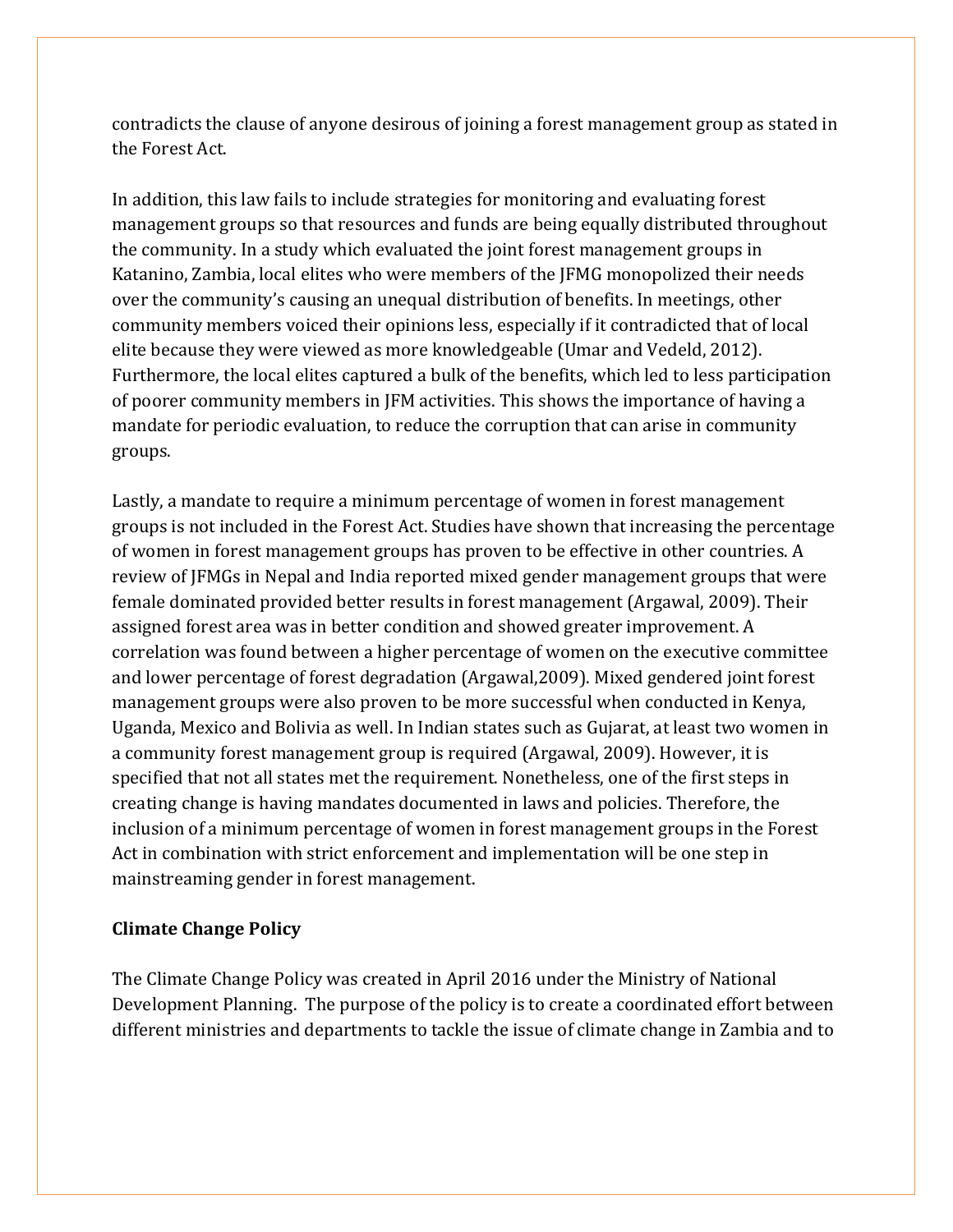contradicts the clause of anyone desirous of joining a forest management group as stated in the Forest Act.

In addition, this law fails to include strategies for monitoring and evaluating forest management groups so that resources and funds are being equally distributed throughout the community. In a study which evaluated the joint forest management groups in Katanino, Zambia, local elites who were members of the JFMG monopolized their needs over the community's causing an unequal distribution of benefits. In meetings, other community members voiced their opinions less, especially if it contradicted that of local elite because they were viewed as more knowledgeable (Umar and Vedeld, 2012). Furthermore, the local elites captured a bulk of the benefits, which led to less participation of poorer community members in JFM activities. This shows the importance of having a mandate for periodic evaluation, to reduce the corruption that can arise in community groups.

Lastly, a mandate to require a minimum percentage of women in forest management groups is not included in the Forest Act. Studies have shown that increasing the percentage of women in forest management groups has proven to be effective in other countries. A review of JFMGs in Nepal and India reported mixed gender management groups that were female dominated provided better results in forest management (Argawal, 2009). Their assigned forest area was in better condition and showed greater improvement. A correlation was found between a higher percentage of women on the executive committee and lower percentage of forest degradation (Argawal,2009). Mixed gendered joint forest management groups were also proven to be more successful when conducted in Kenya, Uganda, Mexico and Bolivia as well. In Indian states such as Gujarat, at least two women in a community forest management group is required (Argawal, 2009). However, it is specified that not all states met the requirement. Nonetheless, one of the first steps in creating change is having mandates documented in laws and policies. Therefore, the inclusion of a minimum percentage of women in forest management groups in the Forest Act in combination with strict enforcement and implementation will be one step in mainstreaming gender in forest management.

**Climate Change Policy**

The Climate Change Policy was created in April 2016 under the Ministry of National Development Planning. The purpose of the policy is to create a coordinated effort between different ministries and departments to tackle the issue of climate change in Zambia and to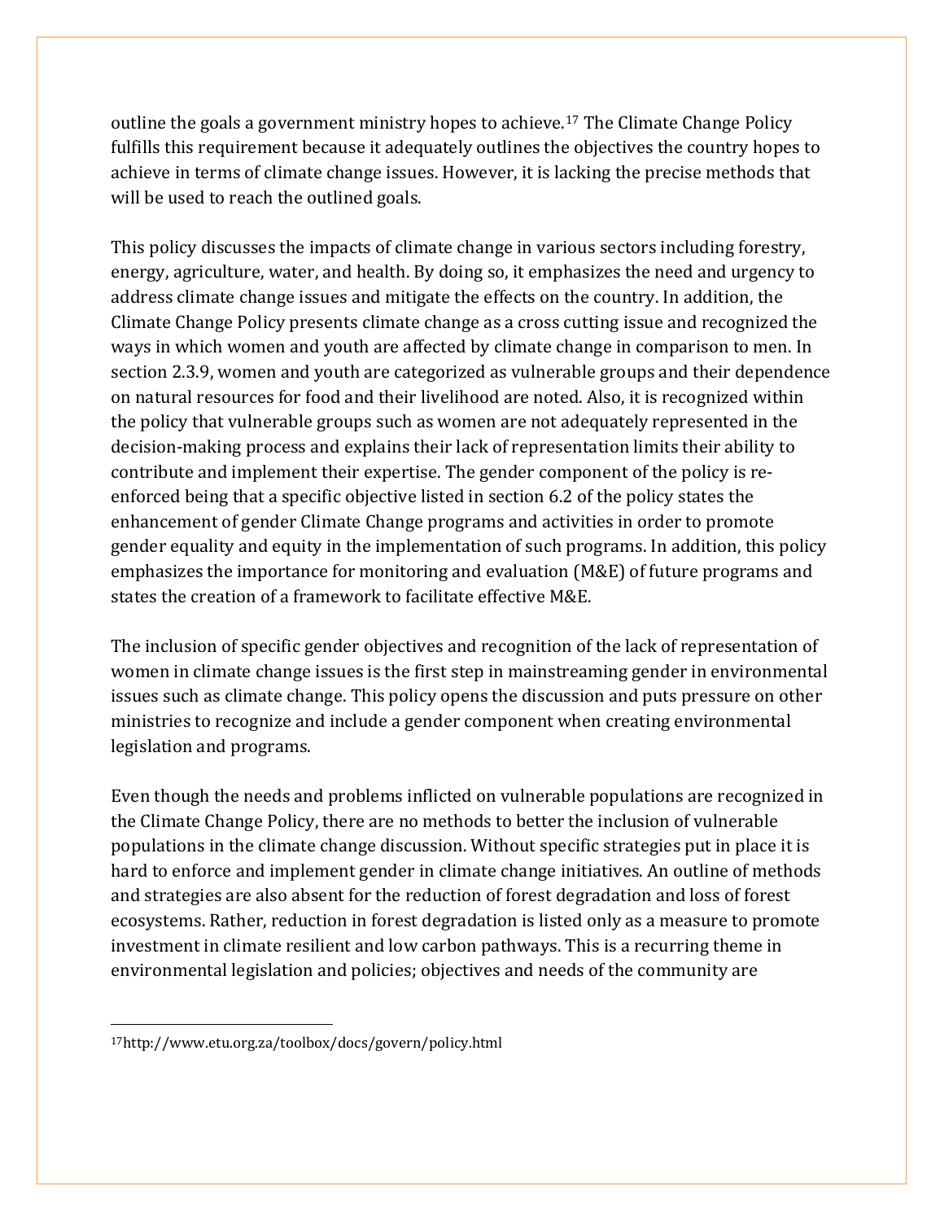outline the goals a government ministry hopes to achieve.[17] The Climate Change Policy fulfills this requirement because it adequately outlines the objectives the country hopes to achieve in terms of climate change issues. However, it is lacking the precise methods that will be used to reach the outlined goals.

This policy discusses the impacts of climate change in various sectors including forestry, energy, agriculture, water, and health. By doing so, it emphasizes the need and urgency to address climate change issues and mitigate the effects on the country. In addition, the Climate Change Policy presents climate change as a cross cutting issue and recognized the ways in which women and youth are affected by climate change in comparison to men. In section 2.3.9, women and youth are categorized as vulnerable groups and their dependence on natural resources for food and their livelihood are noted. Also, it is recognized within the policy that vulnerable groups such as women are not adequately represented in the decision-making process and explains their lack of representation limits their ability to contribute and implement their expertise. The gender component of the policy is re-enforced being that a specific objective listed in section 6.2 of the policy states the enhancement of gender Climate Change programs and activities in order to promote gender equality and equity in the implementation of such programs. In addition, this policy emphasizes the importance for monitoring and evaluation (M&E) of future programs and states the creation of a framework to facilitate effective M&E.

The inclusion of specific gender objectives and recognition of the lack of representation of women in climate change issues is the first step in mainstreaming gender in environmental issues such as climate change. This policy opens the discussion and puts pressure on other ministries to recognize and include a gender component when creating environmental legislation and programs.

Even though the needs and problems inflicted on vulnerable populations are recognized in the Climate Change Policy, there are no methods to better the inclusion of vulnerable populations in the climate change discussion. Without specific strategies put in place it is hard to enforce and implement gender in climate change initiatives. An outline of methods and strategies are also absent for the reduction of forest degradation and loss of forest ecosystems. Rather, reduction in forest degradation is listed only as a measure to promote investment in climate resilient and low carbon pathways. This is a recurring theme in environmental legislation and policies; objectives and needs of the community are

[17] http://www.etu.org.za/toolbox/docs/govern/policy.html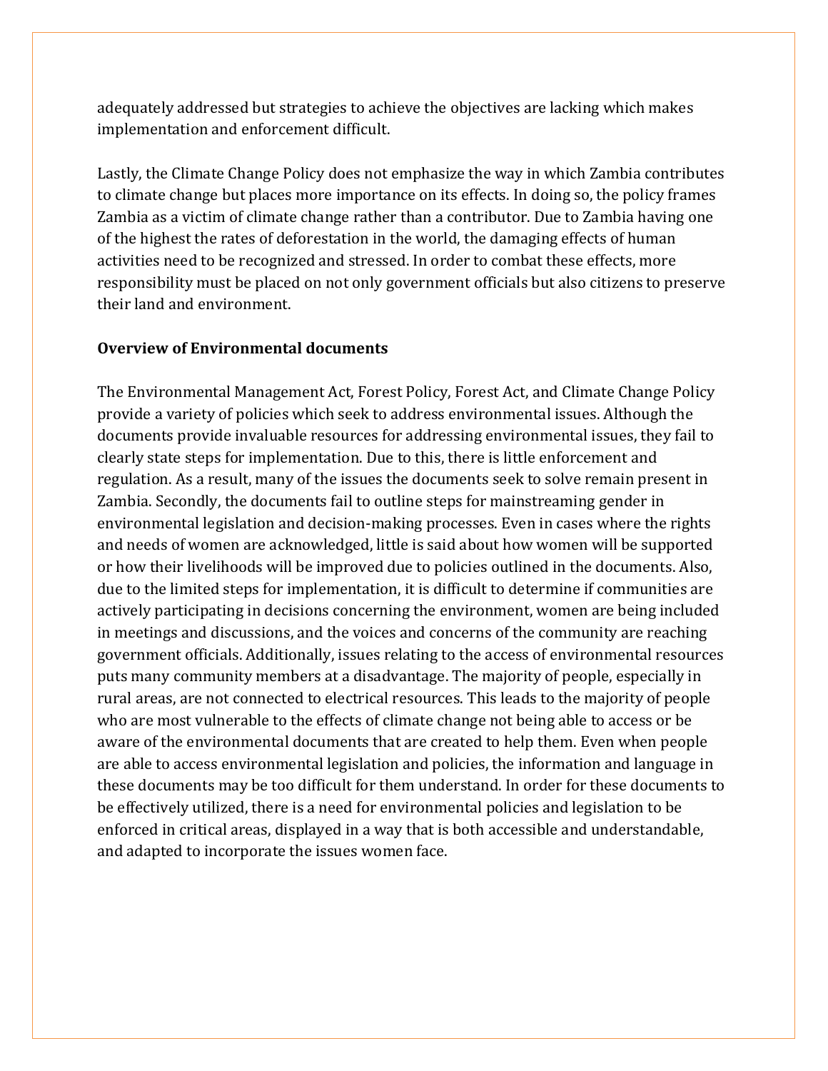adequately addressed but strategies to achieve the objectives are lacking which makes implementation and enforcement difficult.

Lastly, the Climate Change Policy does not emphasize the way in which Zambia contributes to climate change but places more importance on its effects. In doing so, the policy frames Zambia as a victim of climate change rather than a contributor. Due to Zambia having one of the highest the rates of deforestation in the world, the damaging effects of human activities need to be recognized and stressed. In order to combat these effects, more responsibility must be placed on not only government officials but also citizens to preserve their land and environment.

**Overview of Environmental documents**

The Environmental Management Act, Forest Policy, Forest Act, and Climate Change Policy provide a variety of policies which seek to address environmental issues. Although the documents provide invaluable resources for addressing environmental issues, they fail to clearly state steps for implementation. Due to this, there is little enforcement and regulation. As a result, many of the issues the documents seek to solve remain present in Zambia. Secondly, the documents fail to outline steps for mainstreaming gender in environmental legislation and decision-making processes. Even in cases where the rights and needs of women are acknowledged, little is said about how women will be supported or how their livelihoods will be improved due to policies outlined in the documents. Also, due to the limited steps for implementation, it is difficult to determine if communities are actively participating in decisions concerning the environment, women are being included in meetings and discussions, and the voices and concerns of the community are reaching government officials. Additionally, issues relating to the access of environmental resources puts many community members at a disadvantage. The majority of people, especially in rural areas, are not connected to electrical resources. This leads to the majority of people who are most vulnerable to the effects of climate change not being able to access or be aware of the environmental documents that are created to help them. Even when people are able to access environmental legislation and policies, the information and language in these documents may be too difficult for them understand. In order for these documents to be effectively utilized, there is a need for environmental policies and legislation to be enforced in critical areas, displayed in a way that is both accessible and understandable, and adapted to incorporate the issues women face.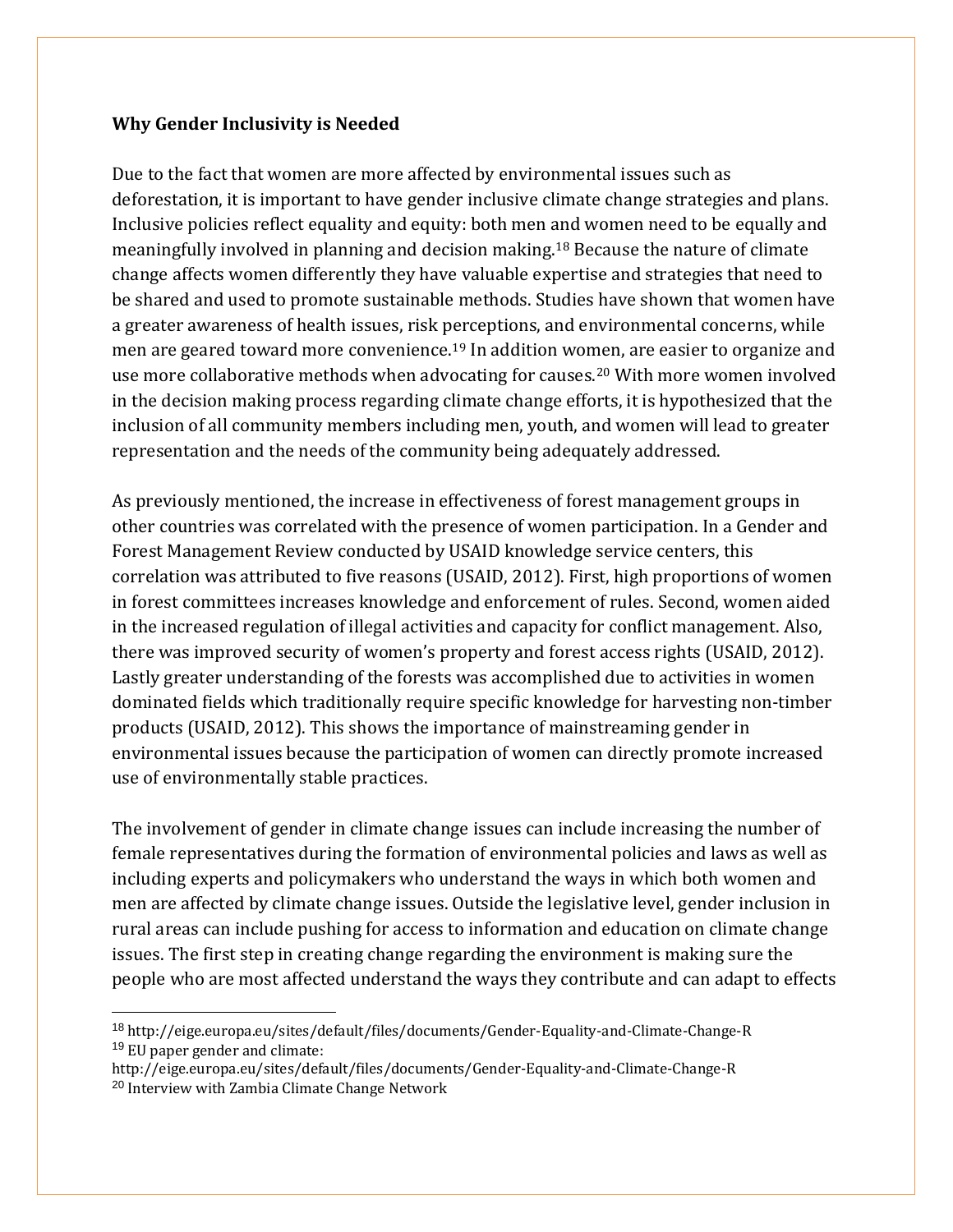### Why Gender Inclusivity is Needed

Due to the fact that women are more affected by environmental issues such as deforestation, it is important to have gender inclusive climate change strategies and plans. Inclusive policies reflect equality and equity: both men and women need to be equally and meaningfully involved in planning and decision making.[18] Because the nature of climate change affects women differently they have valuable expertise and strategies that need to be shared and used to promote sustainable methods. Studies have shown that women have a greater awareness of health issues, risk perceptions, and environmental concerns, while men are geared toward more convenience.[19] In addition women, are easier to organize and use more collaborative methods when advocating for causes.[20] With more women involved in the decision making process regarding climate change efforts, it is hypothesized that the inclusion of all community members including men, youth, and women will lead to greater representation and the needs of the community being adequately addressed.

As previously mentioned, the increase in effectiveness of forest management groups in other countries was correlated with the presence of women participation. In a Gender and Forest Management Review conducted by USAID knowledge service centers, this correlation was attributed to five reasons (USAID, 2012). First, high proportions of women in forest committees increases knowledge and enforcement of rules. Second, women aided in the increased regulation of illegal activities and capacity for conflict management. Also, there was improved security of women's property and forest access rights (USAID, 2012). Lastly greater understanding of the forests was accomplished due to activities in women dominated fields which traditionally require specific knowledge for harvesting non-timber products (USAID, 2012). This shows the importance of mainstreaming gender in environmental issues because the participation of women can directly promote increased use of environmentally stable practices.

The involvement of gender in climate change issues can include increasing the number of female representatives during the formation of environmental policies and laws as well as including experts and policymakers who understand the ways in which both women and men are affected by climate change issues. Outside the legislative level, gender inclusion in rural areas can include pushing for access to information and education on climate change issues. The first step in creating change regarding the environment is making sure the people who are most affected understand the ways they contribute and can adapt to effects

---

[18] http://eige.europa.eu/sites/default/files/documents/Gender-Equality-and-Climate-Change-R

[19] EU paper gender and climate: http://eige.europa.eu/sites/default/files/documents/Gender-Equality-and-Climate-Change-R

[20] Interview with Zambia Climate Change Network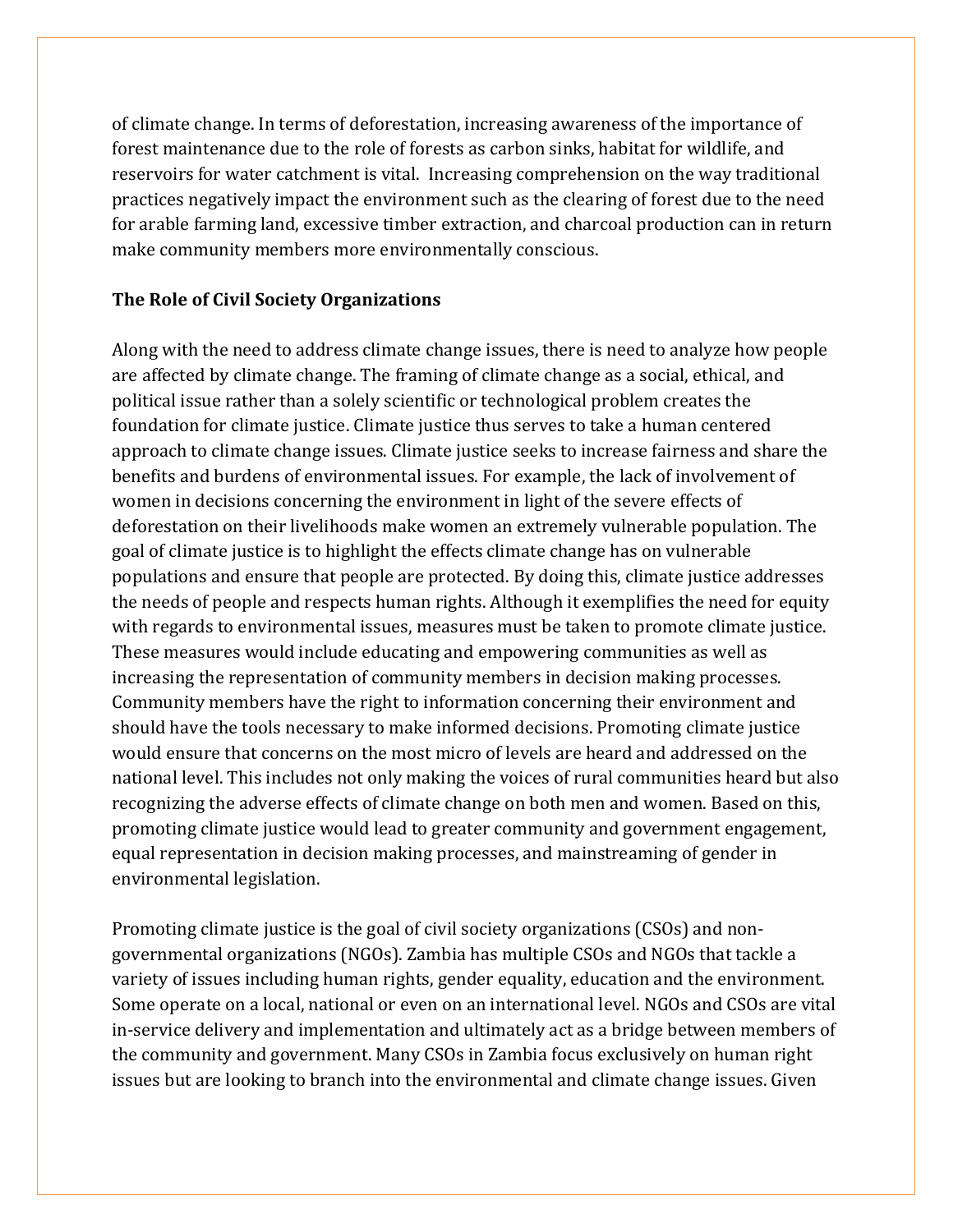of climate change. In terms of deforestation, increasing awareness of the importance of forest maintenance due to the role of forests as carbon sinks, habitat for wildlife, and reservoirs for water catchment is vital. Increasing comprehension on the way traditional practices negatively impact the environment such as the clearing of forest due to the need for arable farming land, excessive timber extraction, and charcoal production can in return make community members more environmentally conscious.

**The Role of Civil Society Organizations**

Along with the need to address climate change issues, there is need to analyze how people are affected by climate change. The framing of climate change as a social, ethical, and political issue rather than a solely scientific or technological problem creates the foundation for climate justice. Climate justice thus serves to take a human centered approach to climate change issues. Climate justice seeks to increase fairness and share the benefits and burdens of environmental issues. For example, the lack of involvement of women in decisions concerning the environment in light of the severe effects of deforestation on their livelihoods make women an extremely vulnerable population. The goal of climate justice is to highlight the effects climate change has on vulnerable populations and ensure that people are protected. By doing this, climate justice addresses the needs of people and respects human rights. Although it exemplifies the need for equity with regards to environmental issues, measures must be taken to promote climate justice. These measures would include educating and empowering communities as well as increasing the representation of community members in decision making processes. Community members have the right to information concerning their environment and should have the tools necessary to make informed decisions. Promoting climate justice would ensure that concerns on the most micro of levels are heard and addressed on the national level. This includes not only making the voices of rural communities heard but also recognizing the adverse effects of climate change on both men and women. Based on this, promoting climate justice would lead to greater community and government engagement, equal representation in decision making processes, and mainstreaming of gender in environmental legislation.

Promoting climate justice is the goal of civil society organizations (CSOs) and non-governmental organizations (NGOs). Zambia has multiple CSOs and NGOs that tackle a variety of issues including human rights, gender equality, education and the environment. Some operate on a local, national or even on an international level. NGOs and CSOs are vital in-service delivery and implementation and ultimately act as a bridge between members of the community and government. Many CSOs in Zambia focus exclusively on human right issues but are looking to branch into the environmental and climate change issues. Given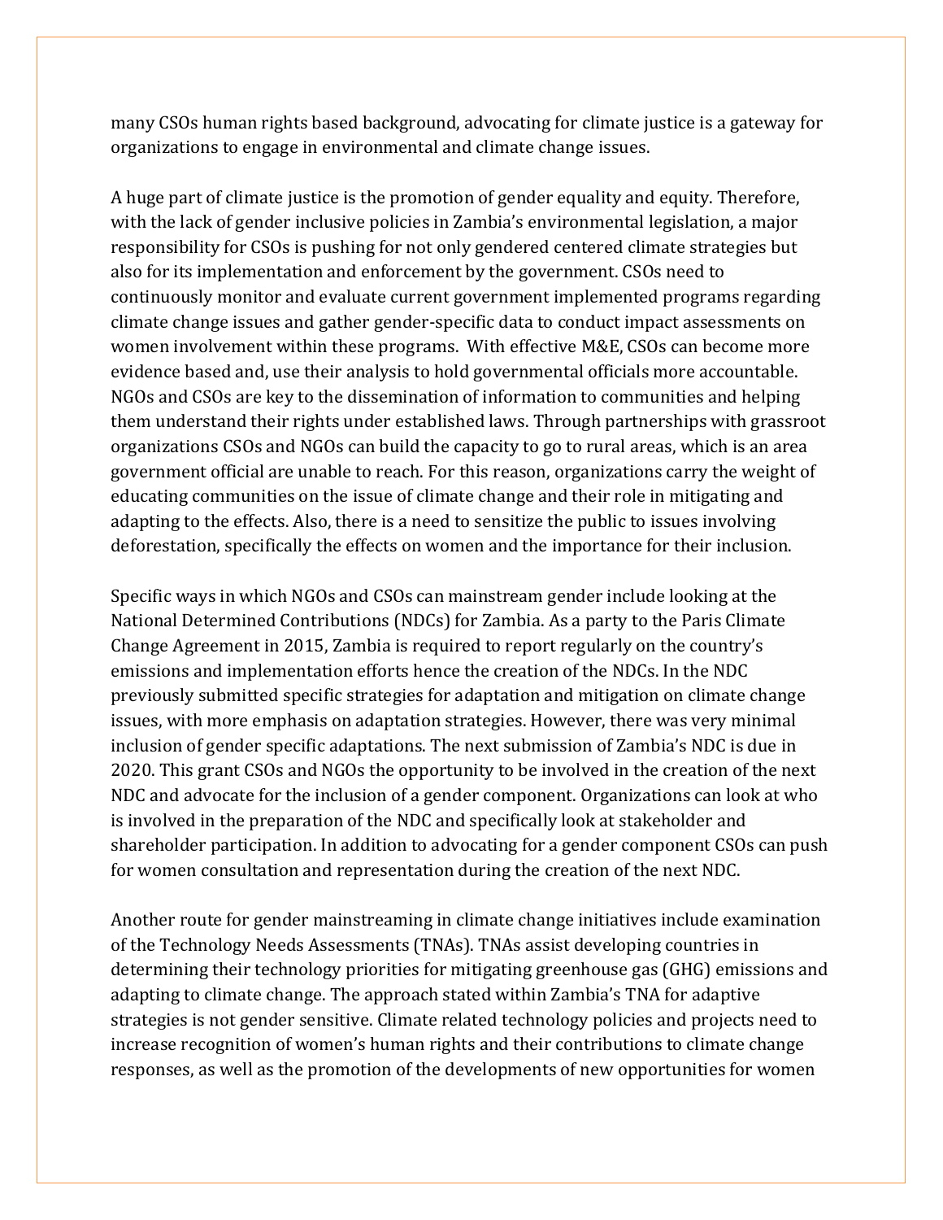many CSOs human rights based background, advocating for climate justice is a gateway for organizations to engage in environmental and climate change issues.

A huge part of climate justice is the promotion of gender equality and equity. Therefore, with the lack of gender inclusive policies in Zambia's environmental legislation, a major responsibility for CSOs is pushing for not only gendered centered climate strategies but also for its implementation and enforcement by the government. CSOs need to continuously monitor and evaluate current government implemented programs regarding climate change issues and gather gender-specific data to conduct impact assessments on women involvement within these programs. With effective M&E, CSOs can become more evidence based and, use their analysis to hold governmental officials more accountable. NGOs and CSOs are key to the dissemination of information to communities and helping them understand their rights under established laws. Through partnerships with grassroot organizations CSOs and NGOs can build the capacity to go to rural areas, which is an area government official are unable to reach. For this reason, organizations carry the weight of educating communities on the issue of climate change and their role in mitigating and adapting to the effects. Also, there is a need to sensitize the public to issues involving deforestation, specifically the effects on women and the importance for their inclusion.

Specific ways in which NGOs and CSOs can mainstream gender include looking at the National Determined Contributions (NDCs) for Zambia. As a party to the Paris Climate Change Agreement in 2015, Zambia is required to report regularly on the country's emissions and implementation efforts hence the creation of the NDCs. In the NDC previously submitted specific strategies for adaptation and mitigation on climate change issues, with more emphasis on adaptation strategies. However, there was very minimal inclusion of gender specific adaptations. The next submission of Zambia's NDC is due in 2020. This grant CSOs and NGOs the opportunity to be involved in the creation of the next NDC and advocate for the inclusion of a gender component. Organizations can look at who is involved in the preparation of the NDC and specifically look at stakeholder and shareholder participation. In addition to advocating for a gender component CSOs can push for women consultation and representation during the creation of the next NDC.

Another route for gender mainstreaming in climate change initiatives include examination of the Technology Needs Assessments (TNAs). TNAs assist developing countries in determining their technology priorities for mitigating greenhouse gas (GHG) emissions and adapting to climate change. The approach stated within Zambia's TNA for adaptive strategies is not gender sensitive. Climate related technology policies and projects need to increase recognition of women's human rights and their contributions to climate change responses, as well as the promotion of the developments of new opportunities for women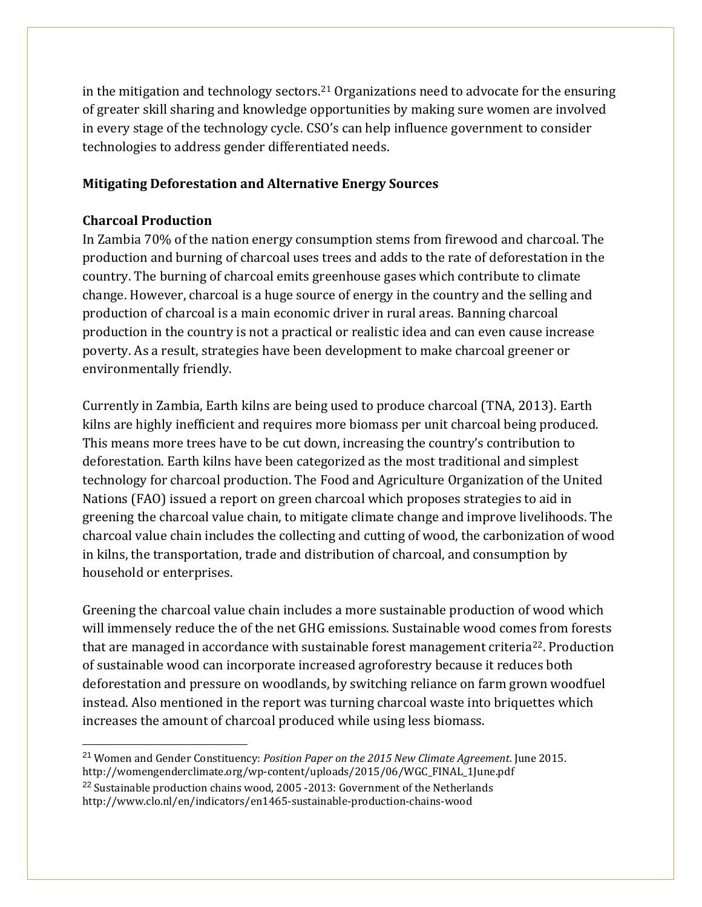in the mitigation and technology sectors.[21] Organizations need to advocate for the ensuring of greater skill sharing and knowledge opportunities by making sure women are involved in every stage of the technology cycle. CSO's can help influence government to consider technologies to address gender differentiated needs.

## Mitigating Deforestation and Alternative Energy Sources

### Charcoal Production

In Zambia 70% of the nation energy consumption stems from firewood and charcoal. The production and burning of charcoal uses trees and adds to the rate of deforestation in the country. The burning of charcoal emits greenhouse gases which contribute to climate change. However, charcoal is a huge source of energy in the country and the selling and production of charcoal is a main economic driver in rural areas. Banning charcoal production in the country is not a practical or realistic idea and can even cause increase poverty. As a result, strategies have been development to make charcoal greener or environmentally friendly.

Currently in Zambia, Earth kilns are being used to produce charcoal (TNA, 2013). Earth kilns are highly inefficient and requires more biomass per unit charcoal being produced. This means more trees have to be cut down, increasing the country's contribution to deforestation. Earth kilns have been categorized as the most traditional and simplest technology for charcoal production. The Food and Agriculture Organization of the United Nations (FAO) issued a report on green charcoal which proposes strategies to aid in greening the charcoal value chain, to mitigate climate change and improve livelihoods. The charcoal value chain includes the collecting and cutting of wood, the carbonization of wood in kilns, the transportation, trade and distribution of charcoal, and consumption by household or enterprises.

Greening the charcoal value chain includes a more sustainable production of wood which will immensely reduce the of the net GHG emissions. Sustainable wood comes from forests that are managed in accordance with sustainable forest management criteria[22]. Production of sustainable wood can incorporate increased agroforestry because it reduces both deforestation and pressure on woodlands, by switching reliance on farm grown woodfuel instead. Also mentioned in the report was turning charcoal waste into briquettes which increases the amount of charcoal produced while using less biomass.

---

[21] Women and Gender Constituency: *Position Paper on the 2015 New Climate Agreement*. June 2015. http://womengenderclimate.org/wp-content/uploads/2015/06/WGC_FINAL_1June.pdf

[22] Sustainable production chains wood, 2005 -2013: Government of the Netherlands http://www.clo.nl/en/indicators/en1465-sustainable-production-chains-wood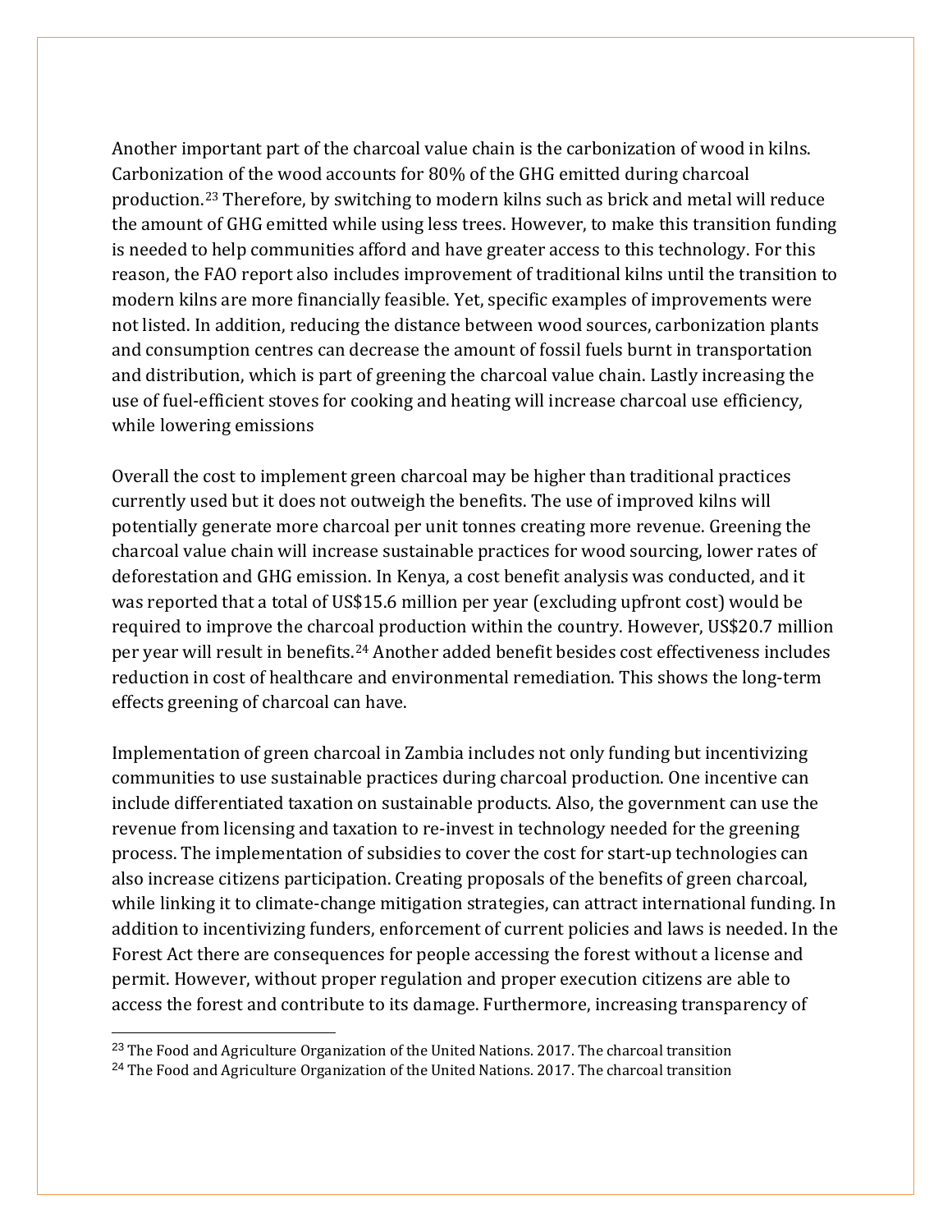Another important part of the charcoal value chain is the carbonization of wood in kilns. Carbonization of the wood accounts for 80% of the GHG emitted during charcoal production.[23] Therefore, by switching to modern kilns such as brick and metal will reduce the amount of GHG emitted while using less trees. However, to make this transition funding is needed to help communities afford and have greater access to this technology. For this reason, the FAO report also includes improvement of traditional kilns until the transition to modern kilns are more financially feasible. Yet, specific examples of improvements were not listed. In addition, reducing the distance between wood sources, carbonization plants and consumption centres can decrease the amount of fossil fuels burnt in transportation and distribution, which is part of greening the charcoal value chain. Lastly increasing the use of fuel-efficient stoves for cooking and heating will increase charcoal use efficiency, while lowering emissions

Overall the cost to implement green charcoal may be higher than traditional practices currently used but it does not outweigh the benefits. The use of improved kilns will potentially generate more charcoal per unit tonnes creating more revenue. Greening the charcoal value chain will increase sustainable practices for wood sourcing, lower rates of deforestation and GHG emission. In Kenya, a cost benefit analysis was conducted, and it was reported that a total of US$15.6 million per year (excluding upfront cost) would be required to improve the charcoal production within the country. However, US$20.7 million per year will result in benefits.[24] Another added benefit besides cost effectiveness includes reduction in cost of healthcare and environmental remediation. This shows the long-term effects greening of charcoal can have.

Implementation of green charcoal in Zambia includes not only funding but incentivizing communities to use sustainable practices during charcoal production. One incentive can include differentiated taxation on sustainable products. Also, the government can use the revenue from licensing and taxation to re-invest in technology needed for the greening process. The implementation of subsidies to cover the cost for start-up technologies can also increase citizens participation. Creating proposals of the benefits of green charcoal, while linking it to climate-change mitigation strategies, can attract international funding. In addition to incentivizing funders, enforcement of current policies and laws is needed. In the Forest Act there are consequences for people accessing the forest without a license and permit. However, without proper regulation and proper execution citizens are able to access the forest and contribute to its damage. Furthermore, increasing transparency of

---

[23] The Food and Agriculture Organization of the United Nations. 2017. The charcoal transition

[24] The Food and Agriculture Organization of the United Nations. 2017. The charcoal transition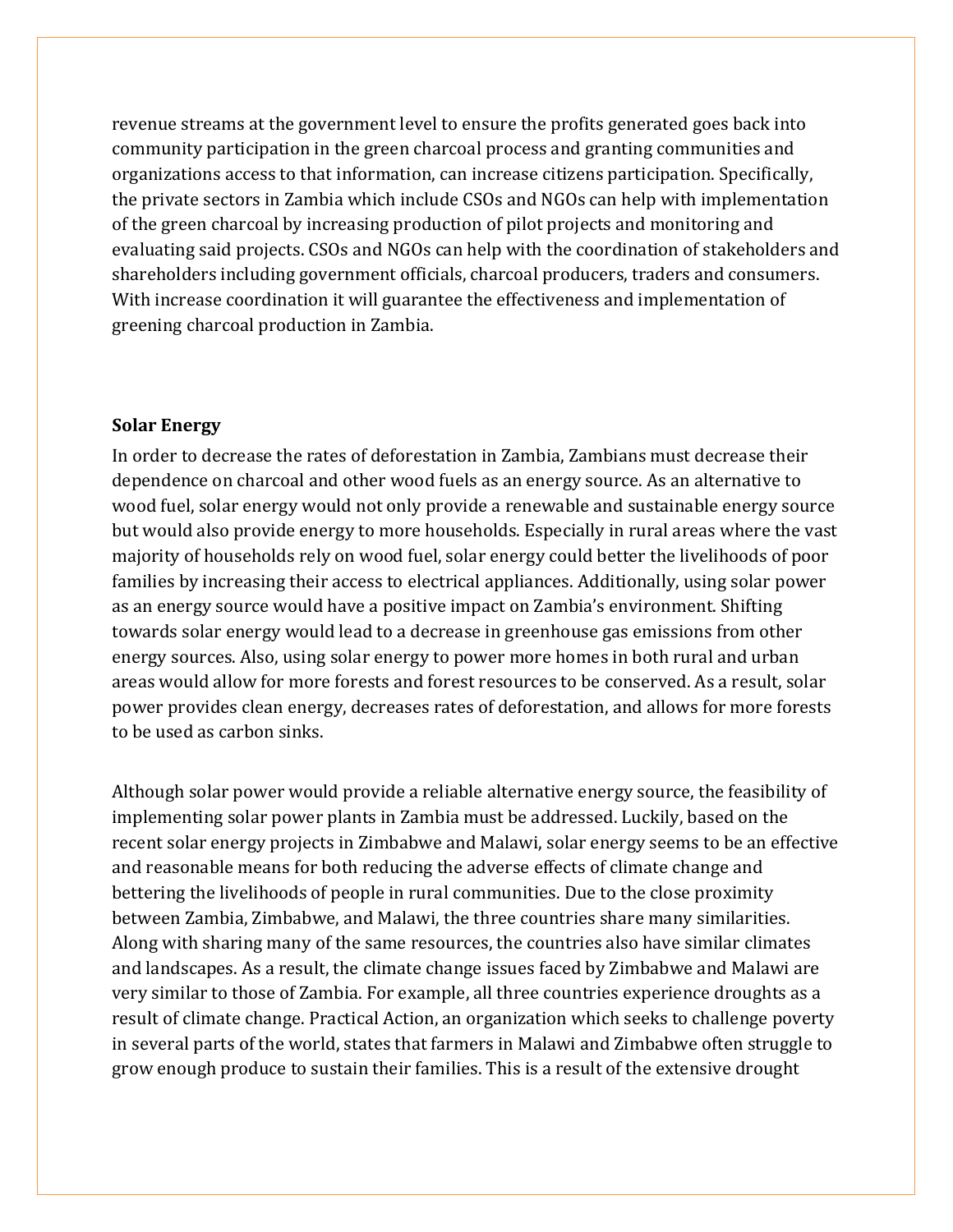revenue streams at the government level to ensure the profits generated goes back into community participation in the green charcoal process and granting communities and organizations access to that information, can increase citizens participation. Specifically, the private sectors in Zambia which include CSOs and NGOs can help with implementation of the green charcoal by increasing production of pilot projects and monitoring and evaluating said projects. CSOs and NGOs can help with the coordination of stakeholders and shareholders including government officials, charcoal producers, traders and consumers. With increase coordination it will guarantee the effectiveness and implementation of greening charcoal production in Zambia.

**Solar Energy**

In order to decrease the rates of deforestation in Zambia, Zambians must decrease their dependence on charcoal and other wood fuels as an energy source. As an alternative to wood fuel, solar energy would not only provide a renewable and sustainable energy source but would also provide energy to more households. Especially in rural areas where the vast majority of households rely on wood fuel, solar energy could better the livelihoods of poor families by increasing their access to electrical appliances. Additionally, using solar power as an energy source would have a positive impact on Zambia's environment. Shifting towards solar energy would lead to a decrease in greenhouse gas emissions from other energy sources. Also, using solar energy to power more homes in both rural and urban areas would allow for more forests and forest resources to be conserved. As a result, solar power provides clean energy, decreases rates of deforestation, and allows for more forests to be used as carbon sinks.

Although solar power would provide a reliable alternative energy source, the feasibility of implementing solar power plants in Zambia must be addressed. Luckily, based on the recent solar energy projects in Zimbabwe and Malawi, solar energy seems to be an effective and reasonable means for both reducing the adverse effects of climate change and bettering the livelihoods of people in rural communities. Due to the close proximity between Zambia, Zimbabwe, and Malawi, the three countries share many similarities. Along with sharing many of the same resources, the countries also have similar climates and landscapes. As a result, the climate change issues faced by Zimbabwe and Malawi are very similar to those of Zambia. For example, all three countries experience droughts as a result of climate change. Practical Action, an organization which seeks to challenge poverty in several parts of the world, states that farmers in Malawi and Zimbabwe often struggle to grow enough produce to sustain their families. This is a result of the extensive drought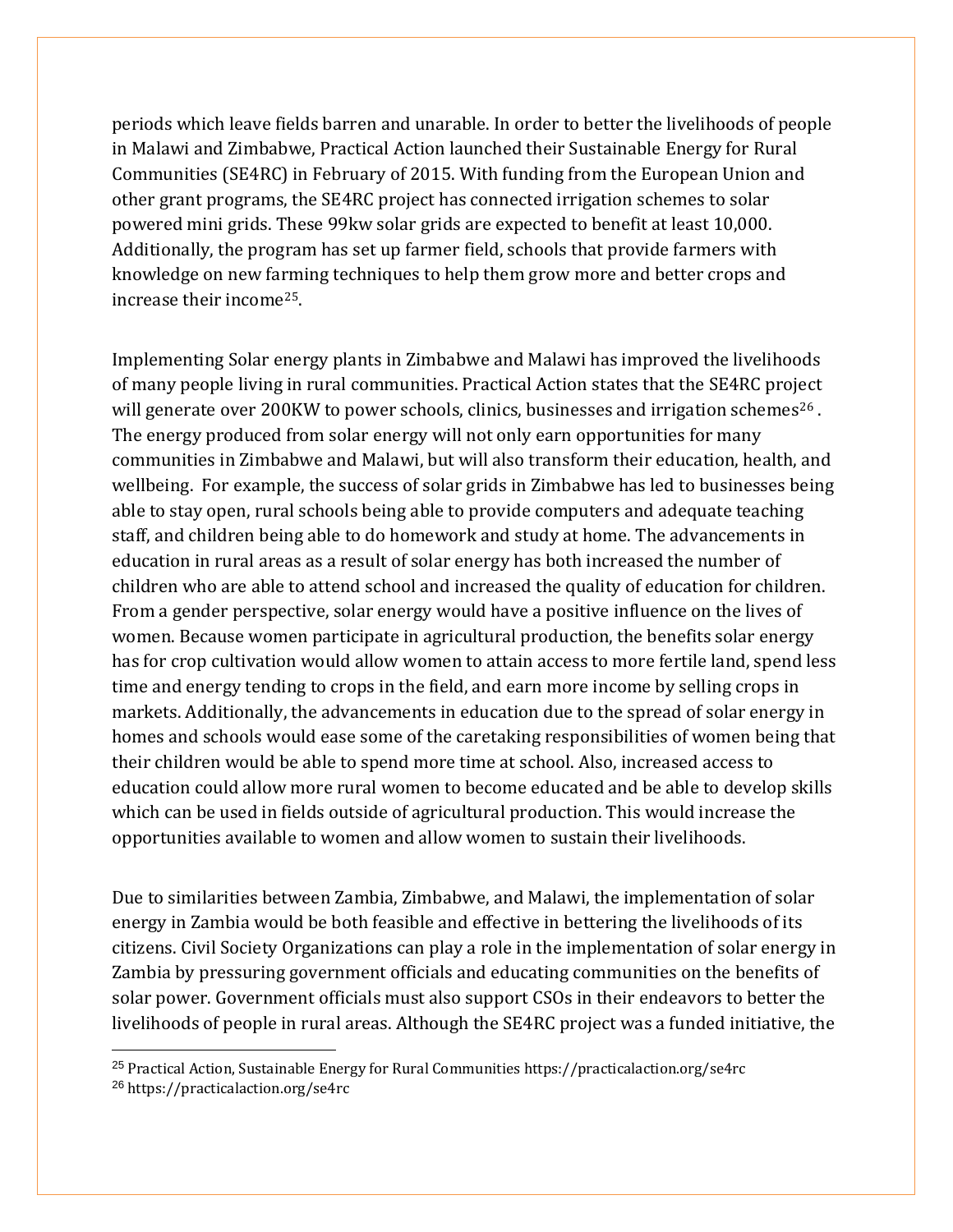periods which leave fields barren and unarable. In order to better the livelihoods of people in Malawi and Zimbabwe, Practical Action launched their Sustainable Energy for Rural Communities (SE4RC) in February of 2015. With funding from the European Union and other grant programs, the SE4RC project has connected irrigation schemes to solar powered mini grids. These 99kw solar grids are expected to benefit at least 10,000. Additionally, the program has set up farmer field, schools that provide farmers with knowledge on new farming techniques to help them grow more and better crops and increase their income[25].

Implementing Solar energy plants in Zimbabwe and Malawi has improved the livelihoods of many people living in rural communities. Practical Action states that the SE4RC project will generate over 200KW to power schools, clinics, businesses and irrigation schemes[26]. The energy produced from solar energy will not only earn opportunities for many communities in Zimbabwe and Malawi, but will also transform their education, health, and wellbeing. For example, the success of solar grids in Zimbabwe has led to businesses being able to stay open, rural schools being able to provide computers and adequate teaching staff, and children being able to do homework and study at home. The advancements in education in rural areas as a result of solar energy has both increased the number of children who are able to attend school and increased the quality of education for children. From a gender perspective, solar energy would have a positive influence on the lives of women. Because women participate in agricultural production, the benefits solar energy has for crop cultivation would allow women to attain access to more fertile land, spend less time and energy tending to crops in the field, and earn more income by selling crops in markets. Additionally, the advancements in education due to the spread of solar energy in homes and schools would ease some of the caretaking responsibilities of women being that their children would be able to spend more time at school. Also, increased access to education could allow more rural women to become educated and be able to develop skills which can be used in fields outside of agricultural production. This would increase the opportunities available to women and allow women to sustain their livelihoods.

Due to similarities between Zambia, Zimbabwe, and Malawi, the implementation of solar energy in Zambia would be both feasible and effective in bettering the livelihoods of its citizens. Civil Society Organizations can play a role in the implementation of solar energy in Zambia by pressuring government officials and educating communities on the benefits of solar power. Government officials must also support CSOs in their endeavors to better the livelihoods of people in rural areas. Although the SE4RC project was a funded initiative, the

---

[25] Practical Action, Sustainable Energy for Rural Communities https://practicalaction.org/se4rc

[26] https://practicalaction.org/se4rc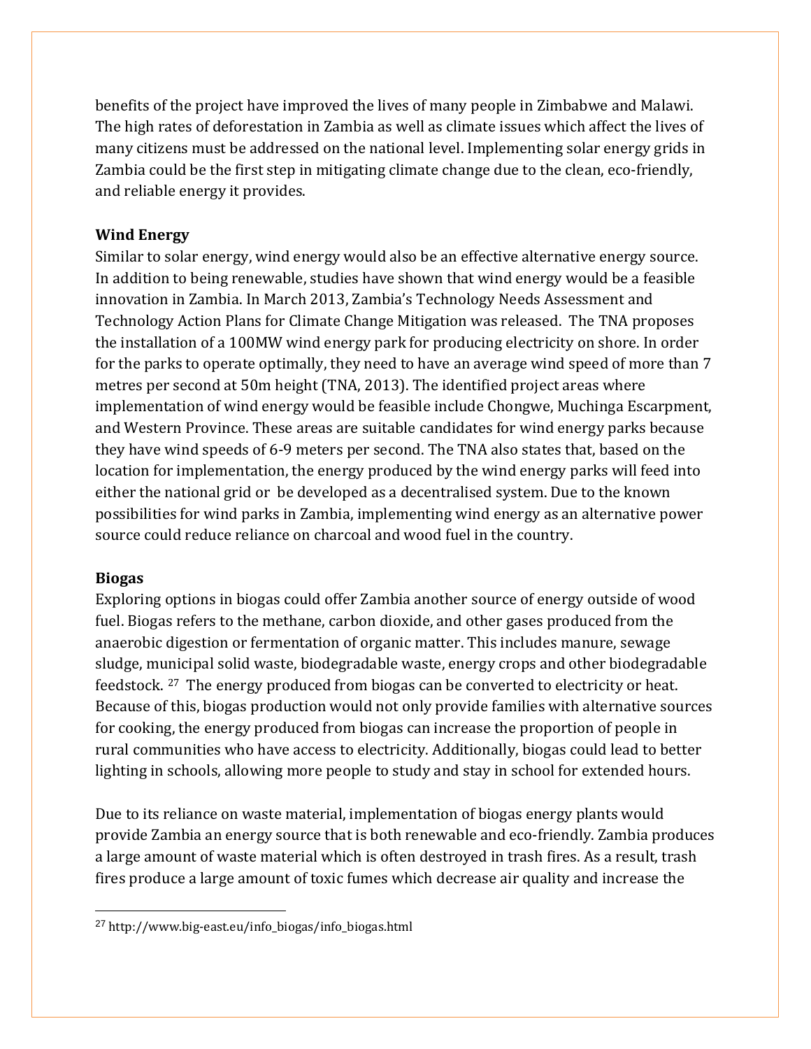benefits of the project have improved the lives of many people in Zimbabwe and Malawi. The high rates of deforestation in Zambia as well as climate issues which affect the lives of many citizens must be addressed on the national level. Implementing solar energy grids in Zambia could be the first step in mitigating climate change due to the clean, eco-friendly, and reliable energy it provides.

**Wind Energy**

Similar to solar energy, wind energy would also be an effective alternative energy source. In addition to being renewable, studies have shown that wind energy would be a feasible innovation in Zambia. In March 2013, Zambia's Technology Needs Assessment and Technology Action Plans for Climate Change Mitigation was released. The TNA proposes the installation of a 100MW wind energy park for producing electricity on shore. In order for the parks to operate optimally, they need to have an average wind speed of more than 7 metres per second at 50m height (TNA, 2013). The identified project areas where implementation of wind energy would be feasible include Chongwe, Muchinga Escarpment, and Western Province. These areas are suitable candidates for wind energy parks because they have wind speeds of 6-9 meters per second. The TNA also states that, based on the location for implementation, the energy produced by the wind energy parks will feed into either the national grid or be developed as a decentralised system. Due to the known possibilities for wind parks in Zambia, implementing wind energy as an alternative power source could reduce reliance on charcoal and wood fuel in the country.

**Biogas**

Exploring options in biogas could offer Zambia another source of energy outside of wood fuel. Biogas refers to the methane, carbon dioxide, and other gases produced from the anaerobic digestion or fermentation of organic matter. This includes manure, sewage sludge, municipal solid waste, biodegradable waste, energy crops and other biodegradable feedstock. [27] The energy produced from biogas can be converted to electricity or heat. Because of this, biogas production would not only provide families with alternative sources for cooking, the energy produced from biogas can increase the proportion of people in rural communities who have access to electricity. Additionally, biogas could lead to better lighting in schools, allowing more people to study and stay in school for extended hours.

Due to its reliance on waste material, implementation of biogas energy plants would provide Zambia an energy source that is both renewable and eco-friendly. Zambia produces a large amount of waste material which is often destroyed in trash fires. As a result, trash fires produce a large amount of toxic fumes which decrease air quality and increase the

---

[27] http://www.big-east.eu/info_biogas/info_biogas.html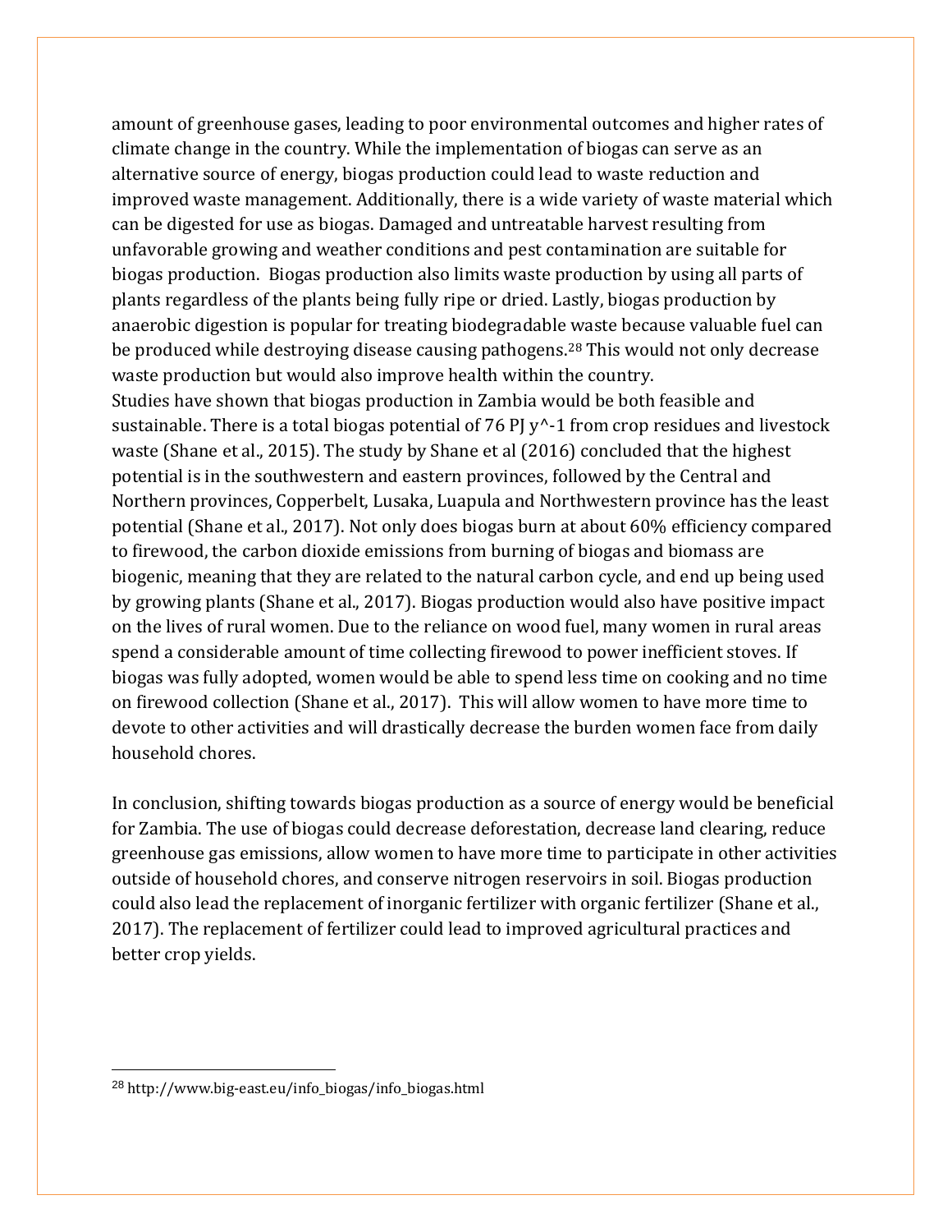amount of greenhouse gases, leading to poor environmental outcomes and higher rates of climate change in the country. While the implementation of biogas can serve as an alternative source of energy, biogas production could lead to waste reduction and improved waste management. Additionally, there is a wide variety of waste material which can be digested for use as biogas. Damaged and untreatable harvest resulting from unfavorable growing and weather conditions and pest contamination are suitable for biogas production. Biogas production also limits waste production by using all parts of plants regardless of the plants being fully ripe or dried. Lastly, biogas production by anaerobic digestion is popular for treating biodegradable waste because valuable fuel can be produced while destroying disease causing pathogens.[28] This would not only decrease waste production but would also improve health within the country.

Studies have shown that biogas production in Zambia would be both feasible and sustainable. There is a total biogas potential of 76 PJ y^-1 from crop residues and livestock waste (Shane et al., 2015). The study by Shane et al (2016) concluded that the highest potential is in the southwestern and eastern provinces, followed by the Central and Northern provinces, Copperbelt, Lusaka, Luapula and Northwestern province has the least potential (Shane et al., 2017). Not only does biogas burn at about 60% efficiency compared to firewood, the carbon dioxide emissions from burning of biogas and biomass are biogenic, meaning that they are related to the natural carbon cycle, and end up being used by growing plants (Shane et al., 2017). Biogas production would also have positive impact on the lives of rural women. Due to the reliance on wood fuel, many women in rural areas spend a considerable amount of time collecting firewood to power inefficient stoves. If biogas was fully adopted, women would be able to spend less time on cooking and no time on firewood collection (Shane et al., 2017). This will allow women to have more time to devote to other activities and will drastically decrease the burden women face from daily household chores.

In conclusion, shifting towards biogas production as a source of energy would be beneficial for Zambia. The use of biogas could decrease deforestation, decrease land clearing, reduce greenhouse gas emissions, allow women to have more time to participate in other activities outside of household chores, and conserve nitrogen reservoirs in soil. Biogas production could also lead the replacement of inorganic fertilizer with organic fertilizer (Shane et al., 2017). The replacement of fertilizer could lead to improved agricultural practices and better crop yields.

---

[28] http://www.big-east.eu/info_biogas/info_biogas.html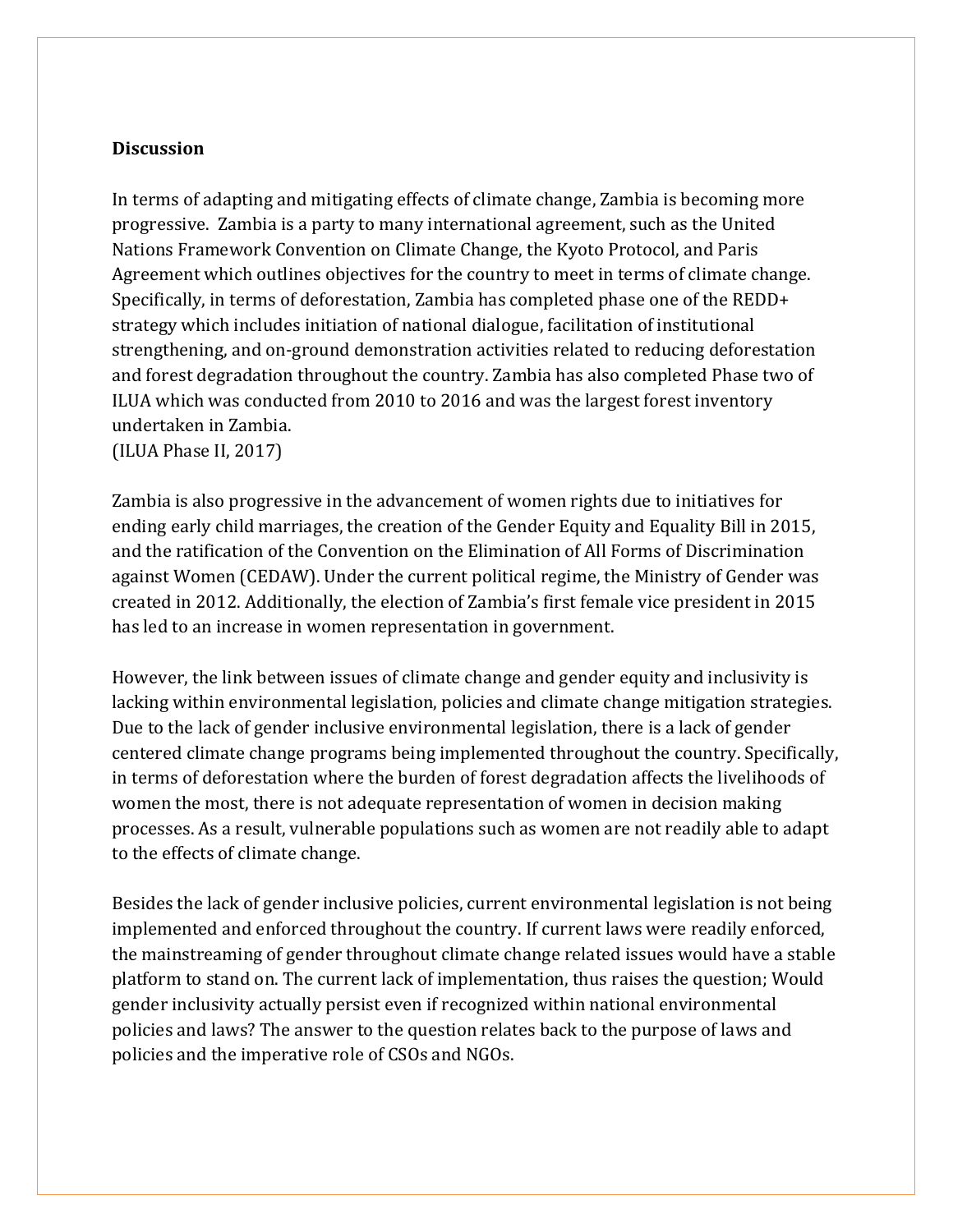**Discussion**

In terms of adapting and mitigating effects of climate change, Zambia is becoming more progressive. Zambia is a party to many international agreement, such as the United Nations Framework Convention on Climate Change, the Kyoto Protocol, and Paris Agreement which outlines objectives for the country to meet in terms of climate change. Specifically, in terms of deforestation, Zambia has completed phase one of the REDD+ strategy which includes initiation of national dialogue, facilitation of institutional strengthening, and on-ground demonstration activities related to reducing deforestation and forest degradation throughout the country. Zambia has also completed Phase two of ILUA which was conducted from 2010 to 2016 and was the largest forest inventory undertaken in Zambia.
(ILUA Phase II, 2017)

Zambia is also progressive in the advancement of women rights due to initiatives for ending early child marriages, the creation of the Gender Equity and Equality Bill in 2015, and the ratification of the Convention on the Elimination of All Forms of Discrimination against Women (CEDAW). Under the current political regime, the Ministry of Gender was created in 2012. Additionally, the election of Zambia's first female vice president in 2015 has led to an increase in women representation in government.

However, the link between issues of climate change and gender equity and inclusivity is lacking within environmental legislation, policies and climate change mitigation strategies. Due to the lack of gender inclusive environmental legislation, there is a lack of gender centered climate change programs being implemented throughout the country. Specifically, in terms of deforestation where the burden of forest degradation affects the livelihoods of women the most, there is not adequate representation of women in decision making processes. As a result, vulnerable populations such as women are not readily able to adapt to the effects of climate change.

Besides the lack of gender inclusive policies, current environmental legislation is not being implemented and enforced throughout the country. If current laws were readily enforced, the mainstreaming of gender throughout climate change related issues would have a stable platform to stand on. The current lack of implementation, thus raises the question; Would gender inclusivity actually persist even if recognized within national environmental policies and laws? The answer to the question relates back to the purpose of laws and policies and the imperative role of CSOs and NGOs.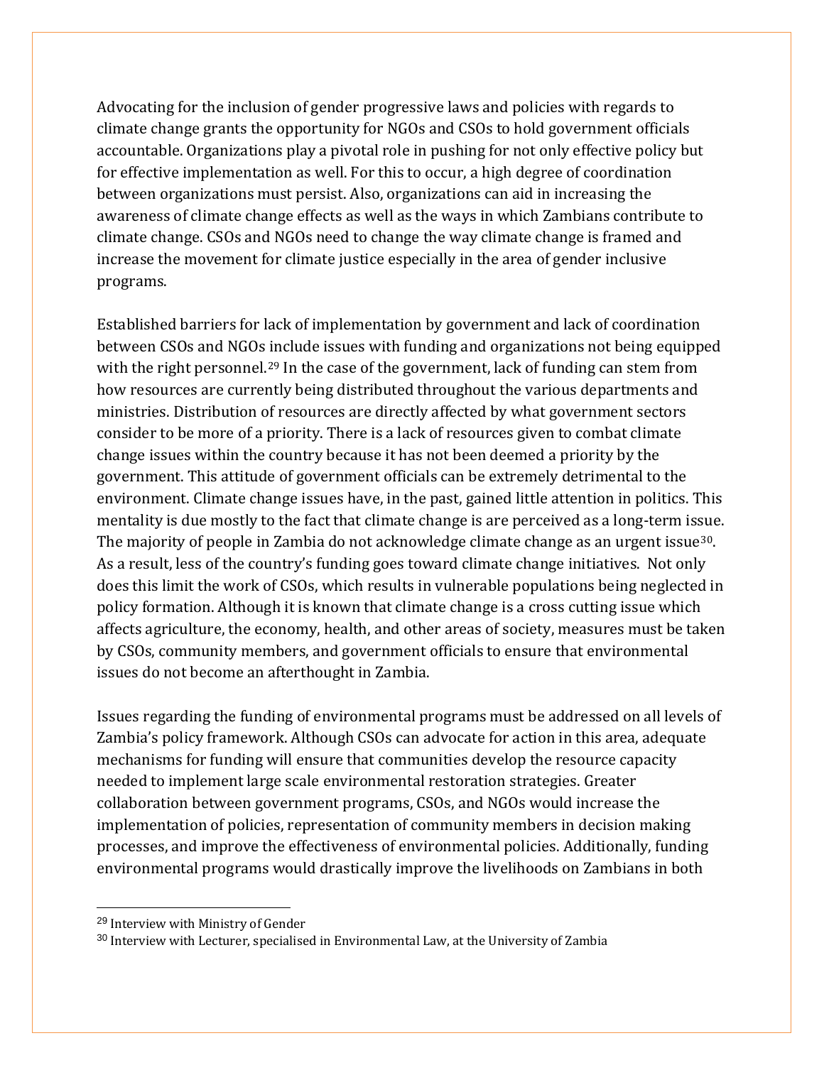Advocating for the inclusion of gender progressive laws and policies with regards to climate change grants the opportunity for NGOs and CSOs to hold government officials accountable. Organizations play a pivotal role in pushing for not only effective policy but for effective implementation as well. For this to occur, a high degree of coordination between organizations must persist. Also, organizations can aid in increasing the awareness of climate change effects as well as the ways in which Zambians contribute to climate change. CSOs and NGOs need to change the way climate change is framed and increase the movement for climate justice especially in the area of gender inclusive programs.

Established barriers for lack of implementation by government and lack of coordination between CSOs and NGOs include issues with funding and organizations not being equipped with the right personnel.[29] In the case of the government, lack of funding can stem from how resources are currently being distributed throughout the various departments and ministries. Distribution of resources are directly affected by what government sectors consider to be more of a priority. There is a lack of resources given to combat climate change issues within the country because it has not been deemed a priority by the government. This attitude of government officials can be extremely detrimental to the environment. Climate change issues have, in the past, gained little attention in politics. This mentality is due mostly to the fact that climate change is are perceived as a long-term issue. The majority of people in Zambia do not acknowledge climate change as an urgent issue[30]. As a result, less of the country's funding goes toward climate change initiatives. Not only does this limit the work of CSOs, which results in vulnerable populations being neglected in policy formation. Although it is known that climate change is a cross cutting issue which affects agriculture, the economy, health, and other areas of society, measures must be taken by CSOs, community members, and government officials to ensure that environmental issues do not become an afterthought in Zambia.

Issues regarding the funding of environmental programs must be addressed on all levels of Zambia's policy framework. Although CSOs can advocate for action in this area, adequate mechanisms for funding will ensure that communities develop the resource capacity needed to implement large scale environmental restoration strategies. Greater collaboration between government programs, CSOs, and NGOs would increase the implementation of policies, representation of community members in decision making processes, and improve the effectiveness of environmental policies. Additionally, funding environmental programs would drastically improve the livelihoods on Zambians in both

---

[29] Interview with Ministry of Gender

[30] Interview with Lecturer, specialised in Environmental Law, at the University of Zambia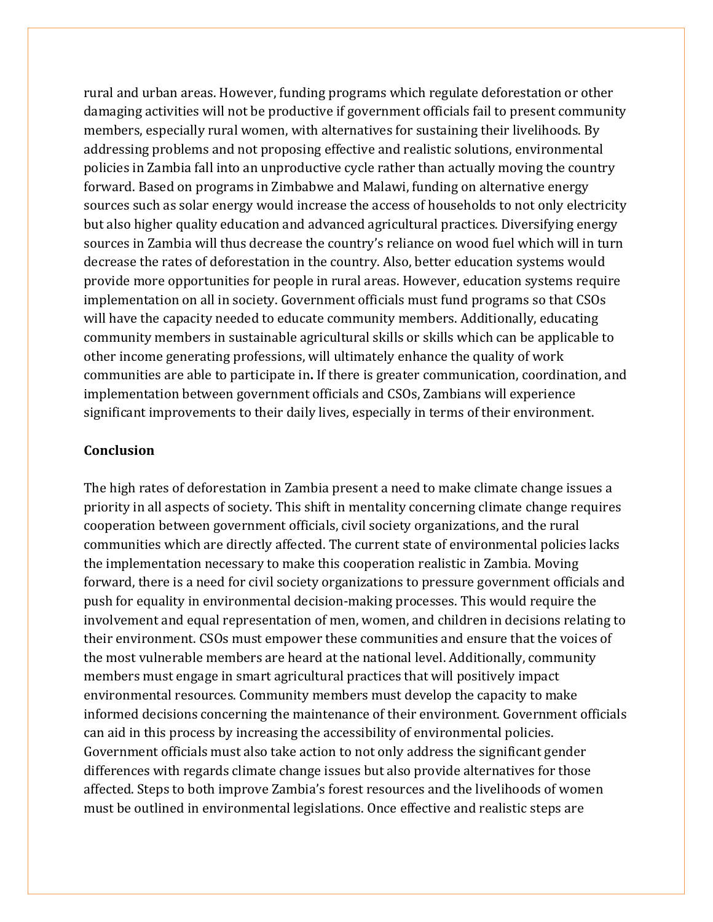rural and urban areas. However, funding programs which regulate deforestation or other damaging activities will not be productive if government officials fail to present community members, especially rural women, with alternatives for sustaining their livelihoods. By addressing problems and not proposing effective and realistic solutions, environmental policies in Zambia fall into an unproductive cycle rather than actually moving the country forward. Based on programs in Zimbabwe and Malawi, funding on alternative energy sources such as solar energy would increase the access of households to not only electricity but also higher quality education and advanced agricultural practices. Diversifying energy sources in Zambia will thus decrease the country's reliance on wood fuel which will in turn decrease the rates of deforestation in the country. Also, better education systems would provide more opportunities for people in rural areas. However, education systems require implementation on all in society. Government officials must fund programs so that CSOs will have the capacity needed to educate community members. Additionally, educating community members in sustainable agricultural skills or skills which can be applicable to other income generating professions, will ultimately enhance the quality of work communities are able to participate in**.** If there is greater communication, coordination, and implementation between government officials and CSOs, Zambians will experience significant improvements to their daily lives, especially in terms of their environment.

**Conclusion**

The high rates of deforestation in Zambia present a need to make climate change issues a priority in all aspects of society. This shift in mentality concerning climate change requires cooperation between government officials, civil society organizations, and the rural communities which are directly affected. The current state of environmental policies lacks the implementation necessary to make this cooperation realistic in Zambia. Moving forward, there is a need for civil society organizations to pressure government officials and push for equality in environmental decision-making processes. This would require the involvement and equal representation of men, women, and children in decisions relating to their environment. CSOs must empower these communities and ensure that the voices of the most vulnerable members are heard at the national level. Additionally, community members must engage in smart agricultural practices that will positively impact environmental resources. Community members must develop the capacity to make informed decisions concerning the maintenance of their environment. Government officials can aid in this process by increasing the accessibility of environmental policies. Government officials must also take action to not only address the significant gender differences with regards climate change issues but also provide alternatives for those affected. Steps to both improve Zambia's forest resources and the livelihoods of women must be outlined in environmental legislations. Once effective and realistic steps are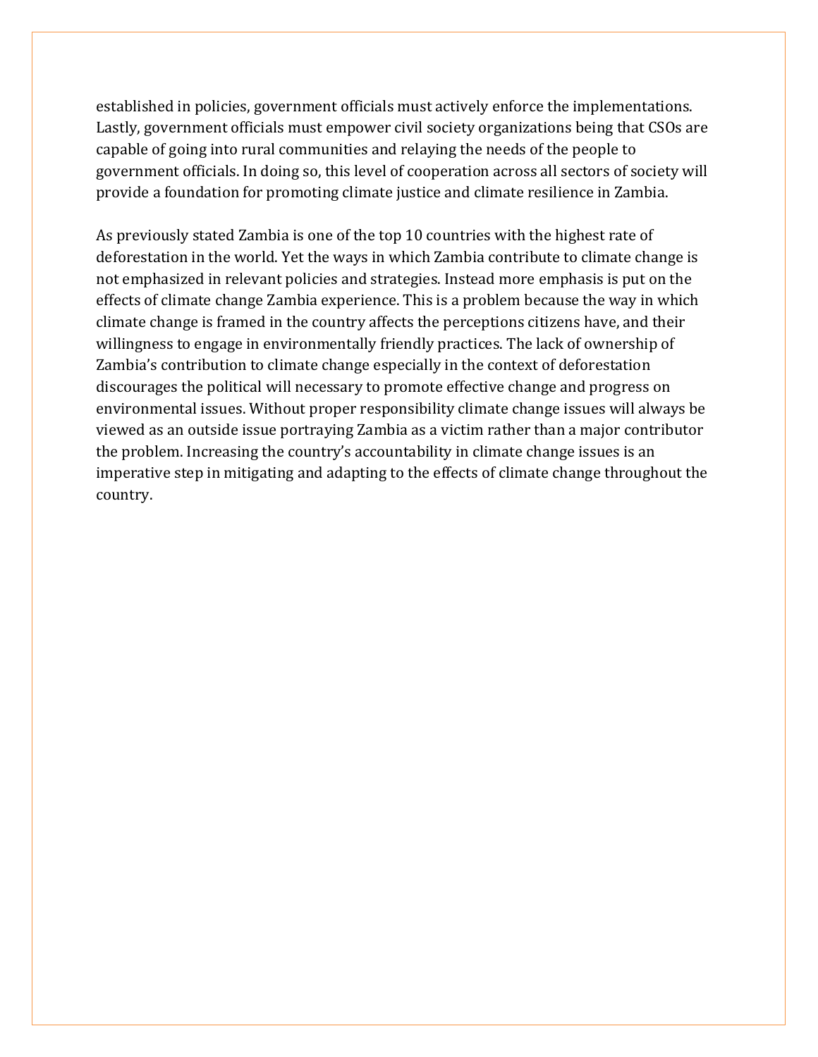established in policies, government officials must actively enforce the implementations. Lastly, government officials must empower civil society organizations being that CSOs are capable of going into rural communities and relaying the needs of the people to government officials. In doing so, this level of cooperation across all sectors of society will provide a foundation for promoting climate justice and climate resilience in Zambia.

As previously stated Zambia is one of the top 10 countries with the highest rate of deforestation in the world. Yet the ways in which Zambia contribute to climate change is not emphasized in relevant policies and strategies. Instead more emphasis is put on the effects of climate change Zambia experience. This is a problem because the way in which climate change is framed in the country affects the perceptions citizens have, and their willingness to engage in environmentally friendly practices. The lack of ownership of Zambia's contribution to climate change especially in the context of deforestation discourages the political will necessary to promote effective change and progress on environmental issues. Without proper responsibility climate change issues will always be viewed as an outside issue portraying Zambia as a victim rather than a major contributor the problem. Increasing the country's accountability in climate change issues is an imperative step in mitigating and adapting to the effects of climate change throughout the country.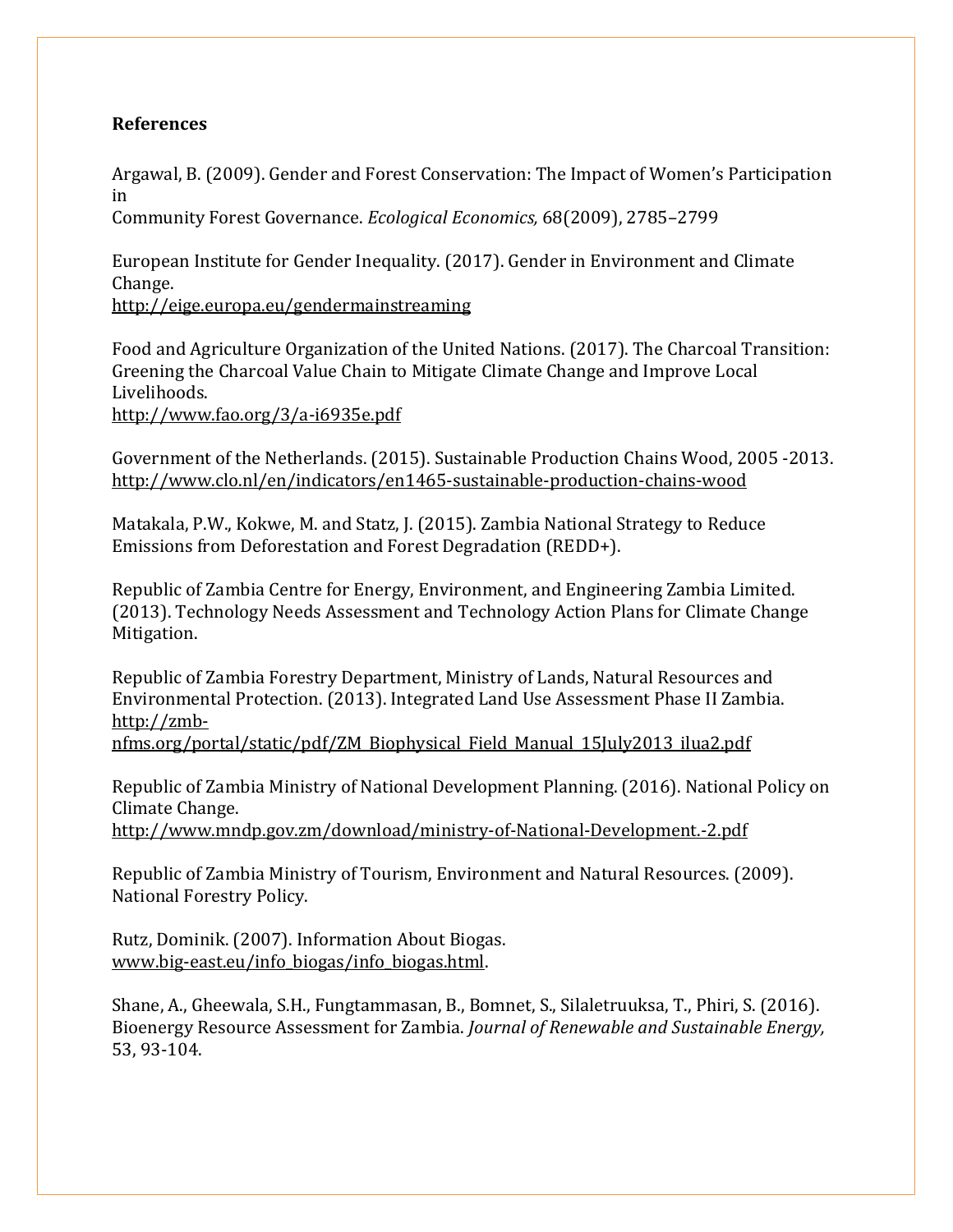**References**

Argawal, B. (2009). Gender and Forest Conservation: The Impact of Women's Participation in Community Forest Governance. *Ecological Economics,* 68(2009), 2785–2799

European Institute for Gender Inequality. (2017). Gender in Environment and Climate Change.
http://eige.europa.eu/gendermainstreaming

Food and Agriculture Organization of the United Nations. (2017). The Charcoal Transition: Greening the Charcoal Value Chain to Mitigate Climate Change and Improve Local Livelihoods.
http://www.fao.org/3/a-i6935e.pdf

Government of the Netherlands. (2015). Sustainable Production Chains Wood, 2005 -2013.
http://www.clo.nl/en/indicators/en1465-sustainable-production-chains-wood

Matakala, P.W., Kokwe, M. and Statz, J. (2015). Zambia National Strategy to Reduce Emissions from Deforestation and Forest Degradation (REDD+).

Republic of Zambia Centre for Energy, Environment, and Engineering Zambia Limited. (2013). Technology Needs Assessment and Technology Action Plans for Climate Change Mitigation.

Republic of Zambia Forestry Department, Ministry of Lands, Natural Resources and Environmental Protection. (2013). Integrated Land Use Assessment Phase II Zambia.
http://zmb-nfms.org/portal/static/pdf/ZM_Biophysical_Field_Manual_15July2013_ilua2.pdf

Republic of Zambia Ministry of National Development Planning. (2016). National Policy on Climate Change.
http://www.mndp.gov.zm/download/ministry-of-National-Development.-2.pdf

Republic of Zambia Ministry of Tourism, Environment and Natural Resources. (2009). National Forestry Policy.

Rutz, Dominik. (2007). Information About Biogas.
www.big-east.eu/info_biogas/info_biogas.html.

Shane, A., Gheewala, S.H., Fungtammasan, B., Bomnet, S., Silaletruuksa, T., Phiri, S. (2016). Bioenergy Resource Assessment for Zambia. *Journal of Renewable and Sustainable Energy,* 53, 93-104.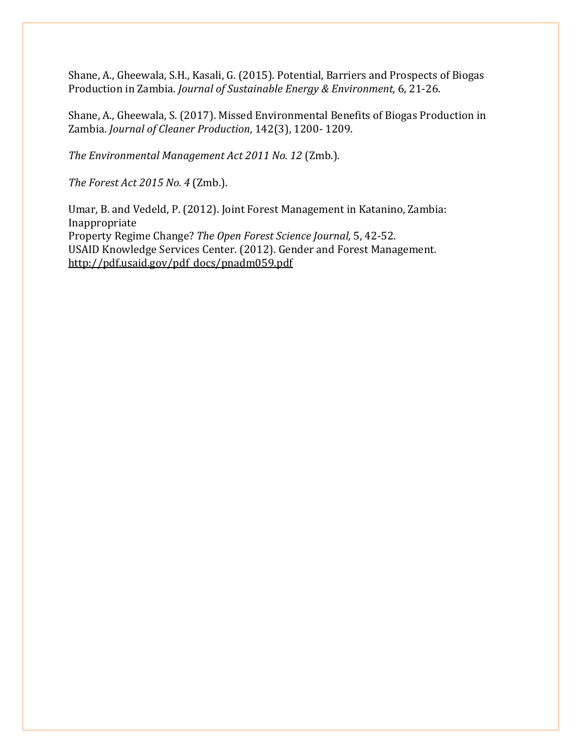Shane, A., Gheewala, S.H., Kasali, G. (2015). Potential, Barriers and Prospects of Biogas Production in Zambia. *Journal of Sustainable Energy & Environment,* 6, 21-26.

Shane, A., Gheewala, S. (2017). Missed Environmental Benefits of Biogas Production in Zambia. *Journal of Cleaner Production*, 142(3), 1200- 1209.

*The Environmental Management Act 2011 No. 12* (Zmb.).

*The Forest Act 2015 No. 4* (Zmb.).

Umar, B. and Vedeld, P. (2012). Joint Forest Management in Katanino, Zambia: Inappropriate
Property Regime Change? *The Open Forest Science Journal,* 5, 42-52.
USAID Knowledge Services Center. (2012). Gender and Forest Management. http://pdf.usaid.gov/pdf_docs/pnadm059.pdf